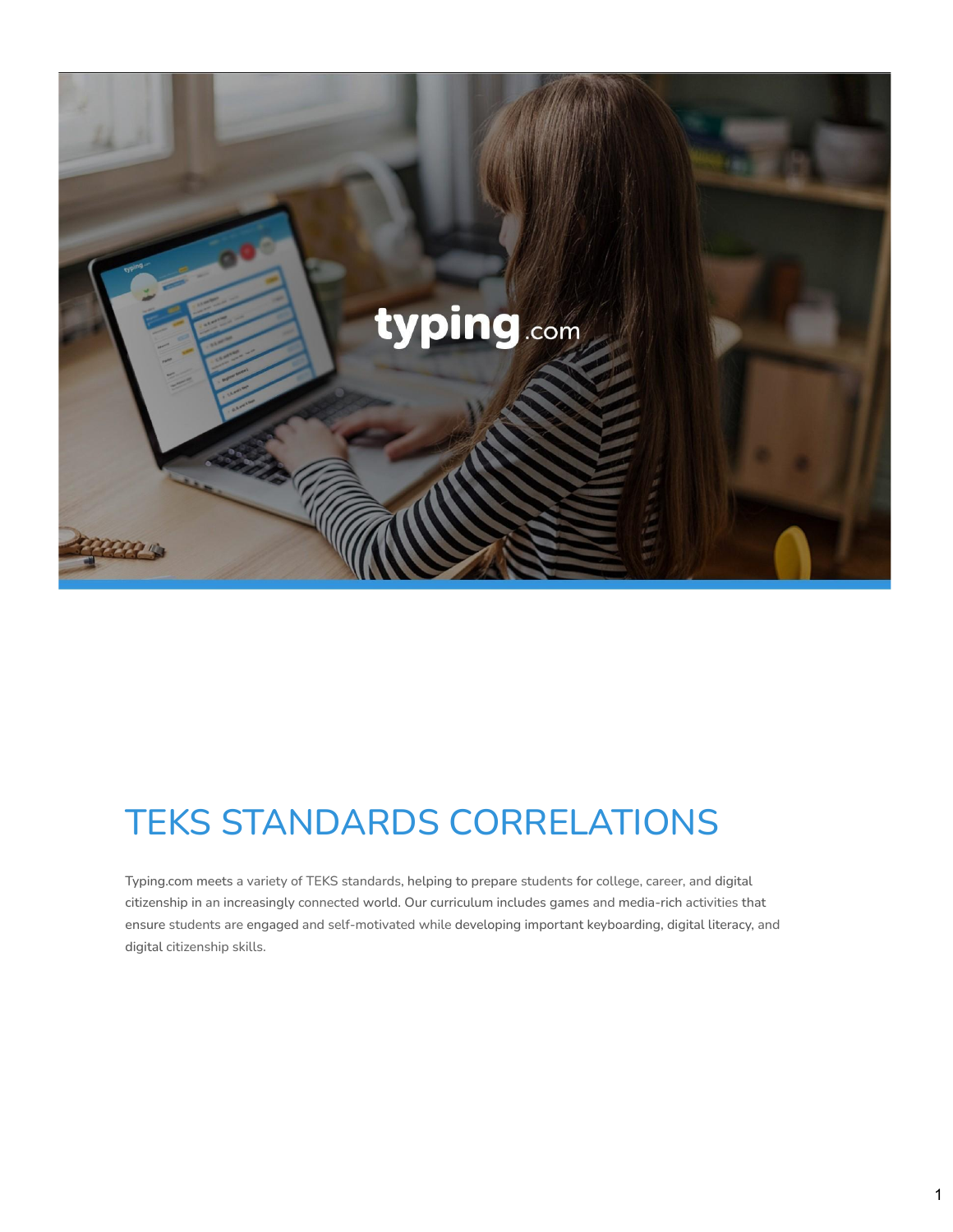# TEKS STANDARDS CORRELATIONS

Typing.com meets a variety of TEKS standards, helping to prepare students for college, career, and digital citizenship in an increasingly connected world. Our curriculum includes games and media-rich activities that ensure students are engaged and self-motivated while developing important keyboarding, digital literacy, and digital citizenship skills.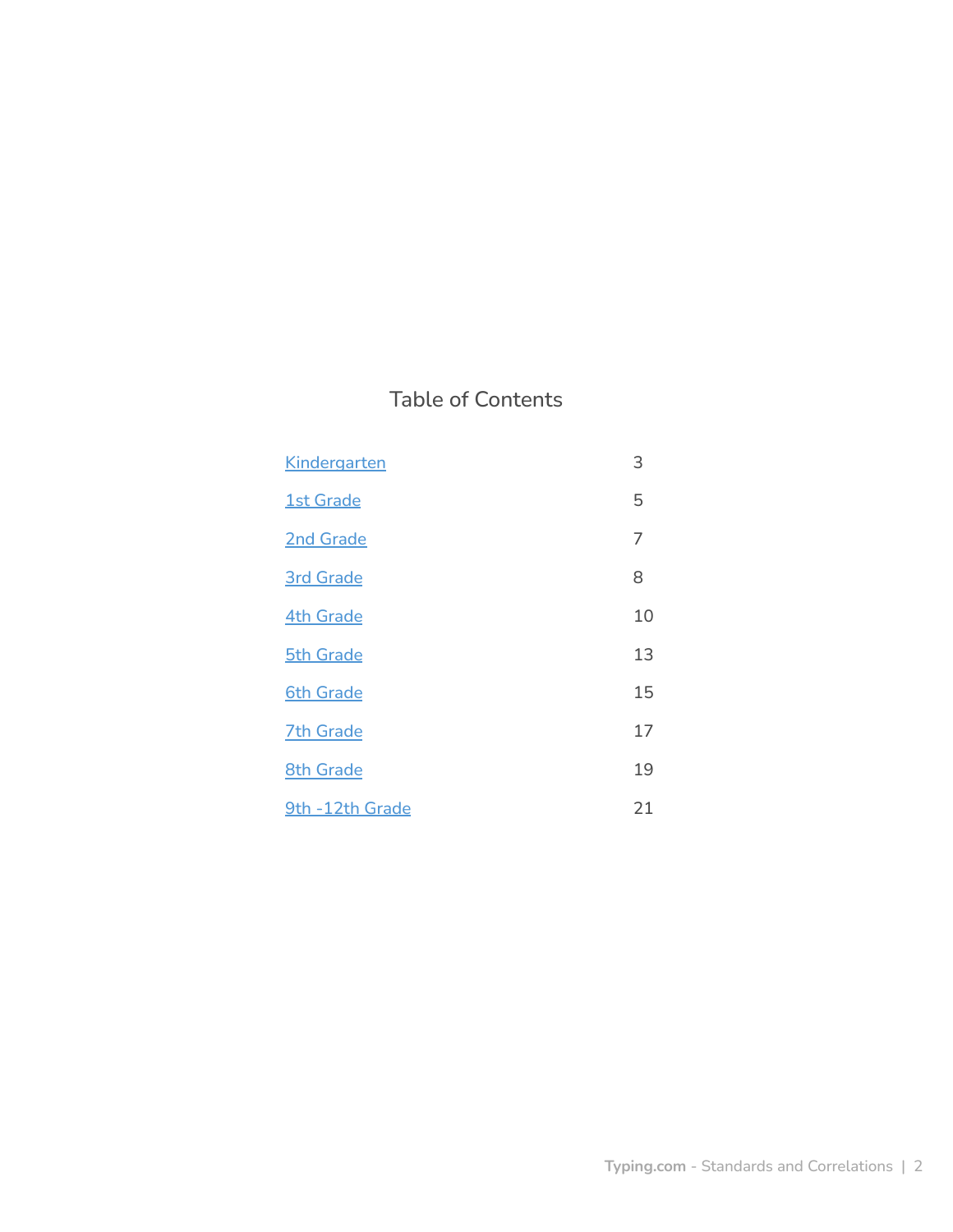# Table of Contents

| | |
|---|---|
| Kindergarten | 3 |
| 1st Grade | 5 |
| 2nd Grade | 7 |
| 3rd Grade | 8 |
| 4th Grade | 10 |
| 5th Grade | 13 |
| 6th Grade | 15 |
| 7th Grade | 17 |
| 8th Grade | 19 |
| 9th -12th Grade | 21 |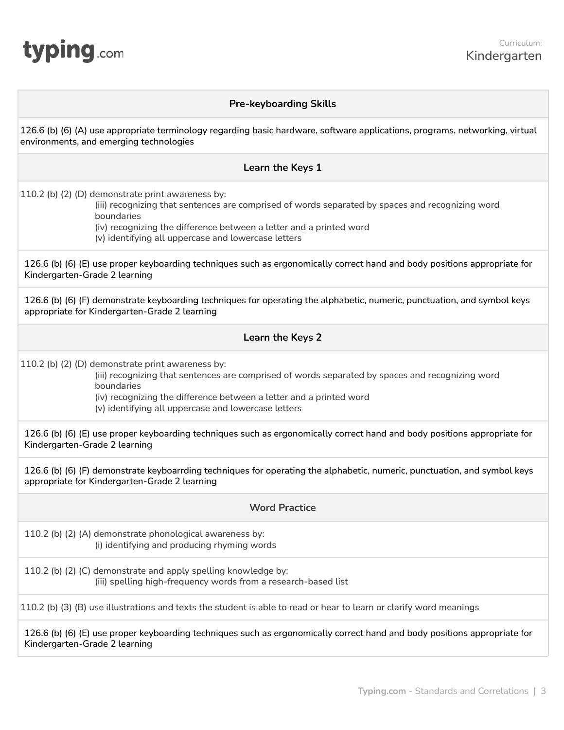## Pre-keyboarding Skills

126.6 (b) (6) (A) use appropriate terminology regarding basic hardware, software applications, programs, networking, virtual environments, and emerging technologies

## Learn the Keys 1

110.2 (b) (2) (D) demonstrate print awareness by:

- (iii) recognizing that sentences are comprised of words separated by spaces and recognizing word boundaries
- (iv) recognizing the difference between a letter and a printed word
- (v) identifying all uppercase and lowercase letters

126.6 (b) (6) (E) use proper keyboarding techniques such as ergonomically correct hand and body positions appropriate for Kindergarten-Grade 2 learning

126.6 (b) (6) (F) demonstrate keyboarding techniques for operating the alphabetic, numeric, punctuation, and symbol keys appropriate for Kindergarten-Grade 2 learning

## Learn the Keys 2

110.2 (b) (2) (D) demonstrate print awareness by:

- (iii) recognizing that sentences are comprised of words separated by spaces and recognizing word boundaries
- (iv) recognizing the difference between a letter and a printed word
- (v) identifying all uppercase and lowercase letters

126.6 (b) (6) (E) use proper keyboarding techniques such as ergonomically correct hand and body positions appropriate for Kindergarten-Grade 2 learning

126.6 (b) (6) (F) demonstrate keyboarrding techniques for operating the alphabetic, numeric, punctuation, and symbol keys appropriate for Kindergarten-Grade 2 learning

## Word Practice

110.2 (b) (2) (A) demonstrate phonological awareness by:

- (i) identifying and producing rhyming words

110.2 (b) (2) (C) demonstrate and apply spelling knowledge by:

- (iii) spelling high-frequency words from a research-based list

110.2 (b) (3) (B) use illustrations and texts the student is able to read or hear to learn or clarify word meanings

126.6 (b) (6) (E) use proper keyboarding techniques such as ergonomically correct hand and body positions appropriate for Kindergarten-Grade 2 learning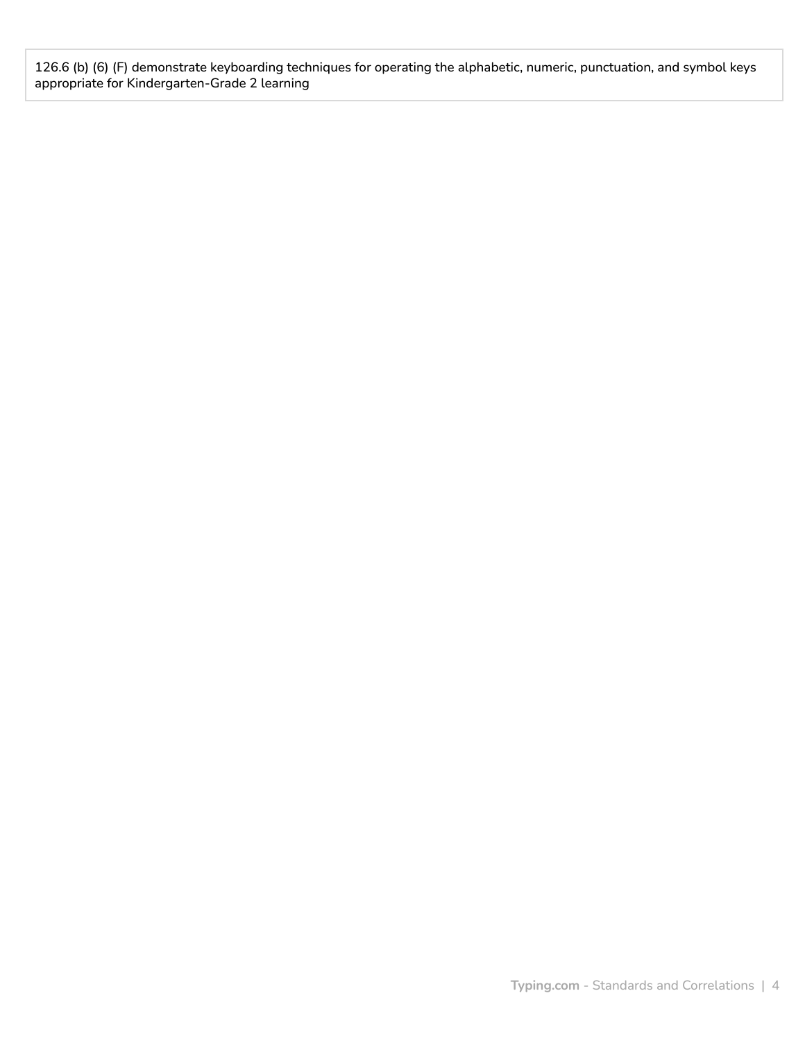| 126.6 (b) (6) (F) demonstrate keyboarding techniques for operating the alphabetic, numeric, punctuation, and symbol keys appropriate for Kindergarten-Grade 2 learning |
| --- |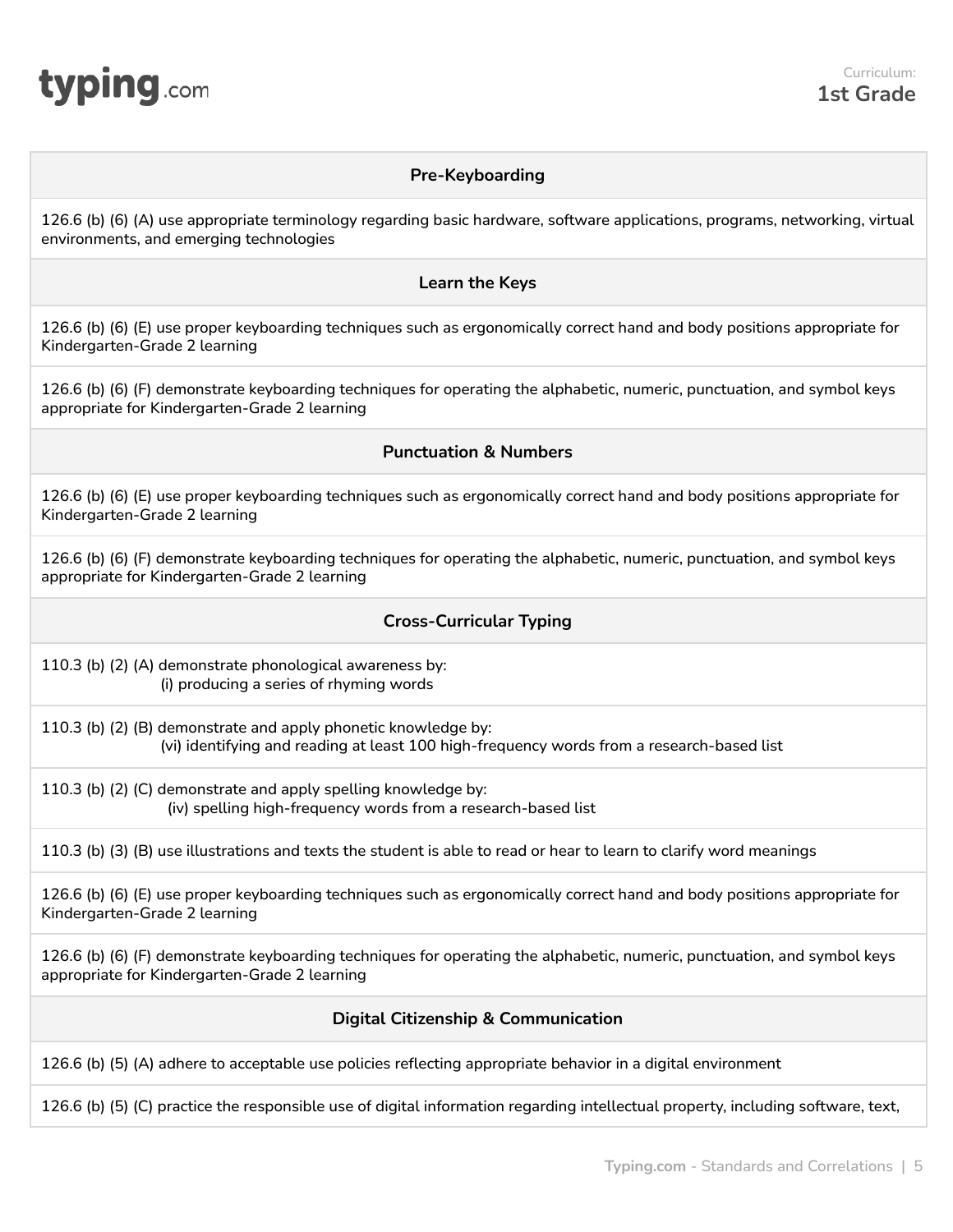## Curriculum: 1st Grade

| Pre-Keyboarding |
| --- |
| 126.6 (b) (6) (A) use appropriate terminology regarding basic hardware, software applications, programs, networking, virtual environments, and emerging technologies |
| **Learn the Keys** |
| 126.6 (b) (6) (E) use proper keyboarding techniques such as ergonomically correct hand and body positions appropriate for Kindergarten-Grade 2 learning |
| 126.6 (b) (6) (F) demonstrate keyboarding techniques for operating the alphabetic, numeric, punctuation, and symbol keys appropriate for Kindergarten-Grade 2 learning |
| **Punctuation & Numbers** |
| 126.6 (b) (6) (E) use proper keyboarding techniques such as ergonomically correct hand and body positions appropriate for Kindergarten-Grade 2 learning |
| 126.6 (b) (6) (F) demonstrate keyboarding techniques for operating the alphabetic, numeric, punctuation, and symbol keys appropriate for Kindergarten-Grade 2 learning |
| **Cross-Curricular Typing** |
| 110.3 (b) (2) (A) demonstrate phonological awareness by: (i) producing a series of rhyming words |
| 110.3 (b) (2) (B) demonstrate and apply phonetic knowledge by: (vi) identifying and reading at least 100 high-frequency words from a research-based list |
| 110.3 (b) (2) (C) demonstrate and apply spelling knowledge by: (iv) spelling high-frequency words from a research-based list |
| 110.3 (b) (3) (B) use illustrations and texts the student is able to read or hear to learn to clarify word meanings |
| 126.6 (b) (6) (E) use proper keyboarding techniques such as ergonomically correct hand and body positions appropriate for Kindergarten-Grade 2 learning |
| 126.6 (b) (6) (F) demonstrate keyboarding techniques for operating the alphabetic, numeric, punctuation, and symbol keys appropriate for Kindergarten-Grade 2 learning |
| **Digital Citizenship & Communication** |
| 126.6 (b) (5) (A) adhere to acceptable use policies reflecting appropriate behavior in a digital environment |
| 126.6 (b) (5) (C) practice the responsible use of digital information regarding intellectual property, including software, text, |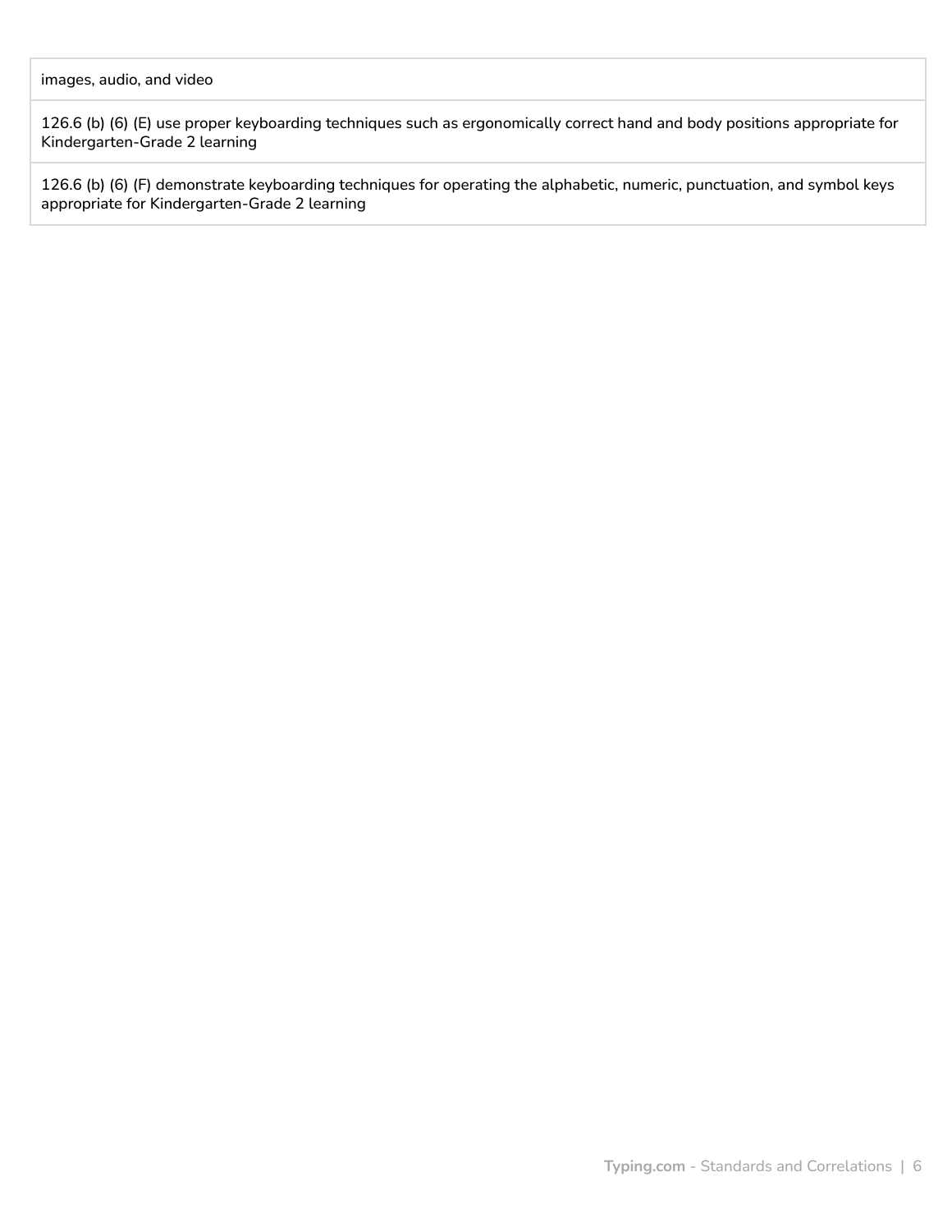| images, audio, and video |
| --- |
| 126.6 (b) (6) (E) use proper keyboarding techniques such as ergonomically correct hand and body positions appropriate for Kindergarten-Grade 2 learning |
| 126.6 (b) (6) (F) demonstrate keyboarding techniques for operating the alphabetic, numeric, punctuation, and symbol keys appropriate for Kindergarten-Grade 2 learning |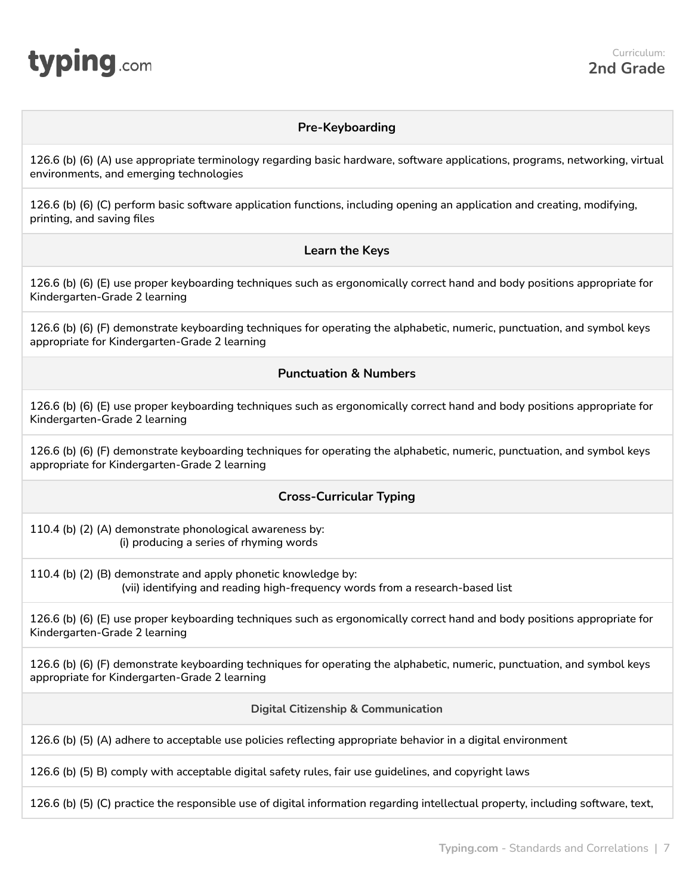**Curriculum: 2nd Grade**

| **Pre-Keyboarding** |
|---|
| 126.6 (b) (6) (A) use appropriate terminology regarding basic hardware, software applications, programs, networking, virtual environments, and emerging technologies |
| 126.6 (b) (6) (C) perform basic software application functions, including opening an application and creating, modifying, printing, and saving files |
| **Learn the Keys** |
| 126.6 (b) (6) (E) use proper keyboarding techniques such as ergonomically correct hand and body positions appropriate for Kindergarten-Grade 2 learning |
| 126.6 (b) (6) (F) demonstrate keyboarding techniques for operating the alphabetic, numeric, punctuation, and symbol keys appropriate for Kindergarten-Grade 2 learning |
| **Punctuation & Numbers** |
| 126.6 (b) (6) (E) use proper keyboarding techniques such as ergonomically correct hand and body positions appropriate for Kindergarten-Grade 2 learning |
| 126.6 (b) (6) (F) demonstrate keyboarding techniques for operating the alphabetic, numeric, punctuation, and symbol keys appropriate for Kindergarten-Grade 2 learning |
| **Cross-Curricular Typing** |
| 110.4 (b) (2) (A) demonstrate phonological awareness by:<br>(i) producing a series of rhyming words |
| 110.4 (b) (2) (B) demonstrate and apply phonetic knowledge by:<br>(vii) identifying and reading high-frequency words from a research-based list |
| 126.6 (b) (6) (E) use proper keyboarding techniques such as ergonomically correct hand and body positions appropriate for Kindergarten-Grade 2 learning |
| 126.6 (b) (6) (F) demonstrate keyboarding techniques for operating the alphabetic, numeric, punctuation, and symbol keys appropriate for Kindergarten-Grade 2 learning |
| **Digital Citizenship & Communication** |
| 126.6 (b) (5) (A) adhere to acceptable use policies reflecting appropriate behavior in a digital environment |
| 126.6 (b) (5) B) comply with acceptable digital safety rules, fair use guidelines, and copyright laws |
| 126.6 (b) (5) (C) practice the responsible use of digital information regarding intellectual property, including software, text, |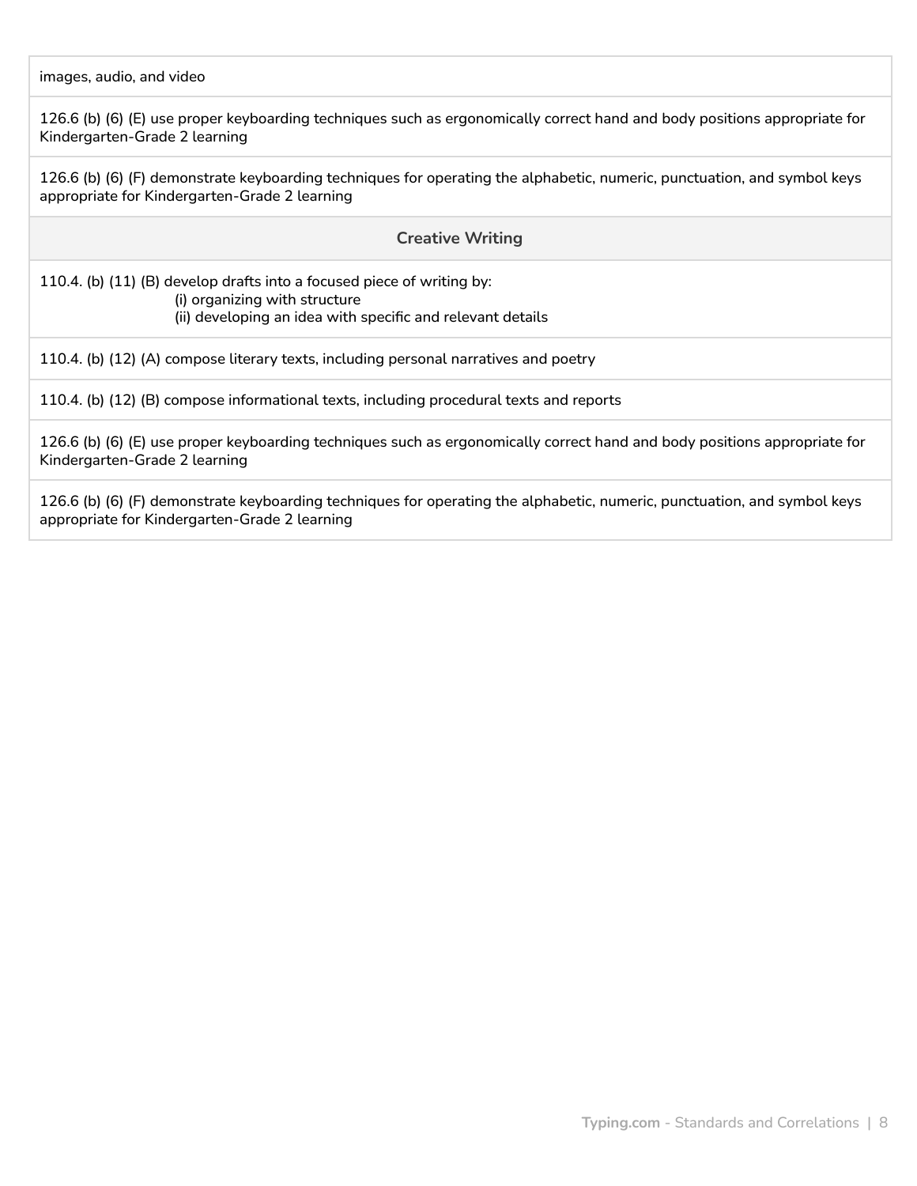| |
|---|
| images, audio, and video |
| 126.6 (b) (6) (E) use proper keyboarding techniques such as ergonomically correct hand and body positions appropriate for Kindergarten-Grade 2 learning |
| 126.6 (b) (6) (F) demonstrate keyboarding techniques for operating the alphabetic, numeric, punctuation, and symbol keys appropriate for Kindergarten-Grade 2 learning |
| **Creative Writing** |
| 110.4. (b) (11) (B) develop drafts into a focused piece of writing by:<br>(i) organizing with structure<br>(ii) developing an idea with specific and relevant details |
| 110.4. (b) (12) (A) compose literary texts, including personal narratives and poetry |
| 110.4. (b) (12) (B) compose informational texts, including procedural texts and reports |
| 126.6 (b) (6) (E) use proper keyboarding techniques such as ergonomically correct hand and body positions appropriate for Kindergarten-Grade 2 learning |
| 126.6 (b) (6) (F) demonstrate keyboarding techniques for operating the alphabetic, numeric, punctuation, and symbol keys appropriate for Kindergarten-Grade 2 learning |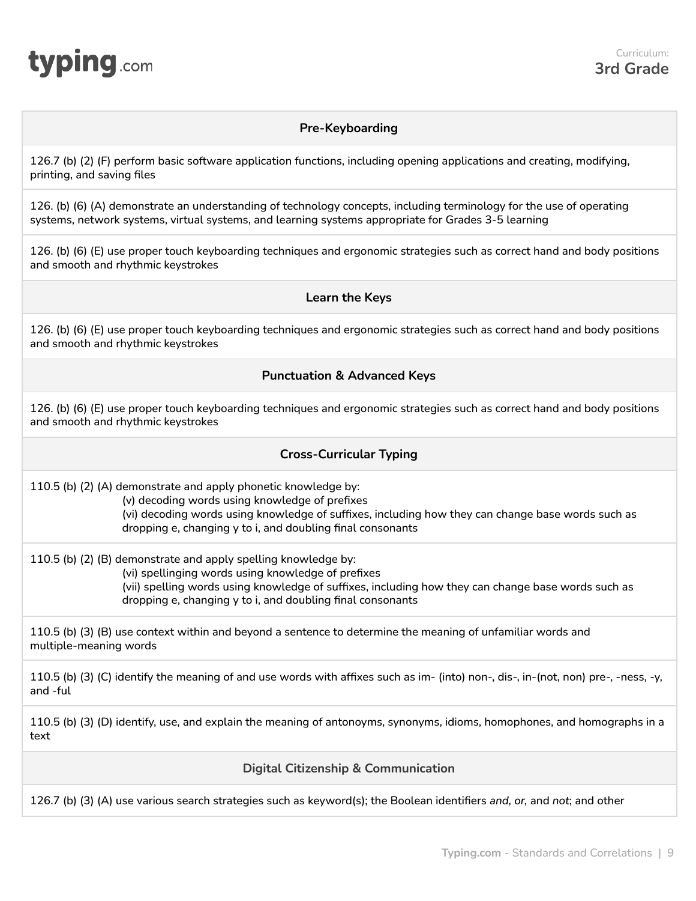Curriculum: **3rd Grade**

### Pre-Keyboarding

126.7 (b) (2) (F) perform basic software application functions, including opening applications and creating, modifying, printing, and saving files

126. (b) (6) (A) demonstrate an understanding of technology concepts, including terminology for the use of operating systems, network systems, virtual systems, and learning systems appropriate for Grades 3-5 learning

126. (b) (6) (E) use proper touch keyboarding techniques and ergonomic strategies such as correct hand and body positions and smooth and rhythmic keystrokes

### Learn the Keys

126. (b) (6) (E) use proper touch keyboarding techniques and ergonomic strategies such as correct hand and body positions and smooth and rhythmic keystrokes

### Punctuation & Advanced Keys

126. (b) (6) (E) use proper touch keyboarding techniques and ergonomic strategies such as correct hand and body positions and smooth and rhythmic keystrokes

### Cross-Curricular Typing

110.5 (b) (2) (A) demonstrate and apply phonetic knowledge by:
- (v) decoding words using knowledge of prefixes
- (vi) decoding words using knowledge of suffixes, including how they can change base words such as dropping e, changing y to i, and doubling final consonants

110.5 (b) (2) (B) demonstrate and apply spelling knowledge by:
- (vi) spellinging words using knowledge of prefixes
- (vii) spelling words using knowledge of suffixes, including how they can change base words such as dropping e, changing y to i, and doubling final consonants

110.5 (b) (3) (B) use context within and beyond a sentence to determine the meaning of unfamiliar words and multiple-meaning words

110.5 (b) (3) (C) identify the meaning of and use words with affixes such as im- (into) non-, dis-, in-(not, non) pre-, -ness, -y, and -ful

110.5 (b) (3) (D) identify, use, and explain the meaning of antonoyms, synonyms, idioms, homophones, and homographs in a text

### Digital Citizenship & Communication

126.7 (b) (3) (A) use various search strategies such as keyword(s); the Boolean identifiers *and, or,* and *not*; and other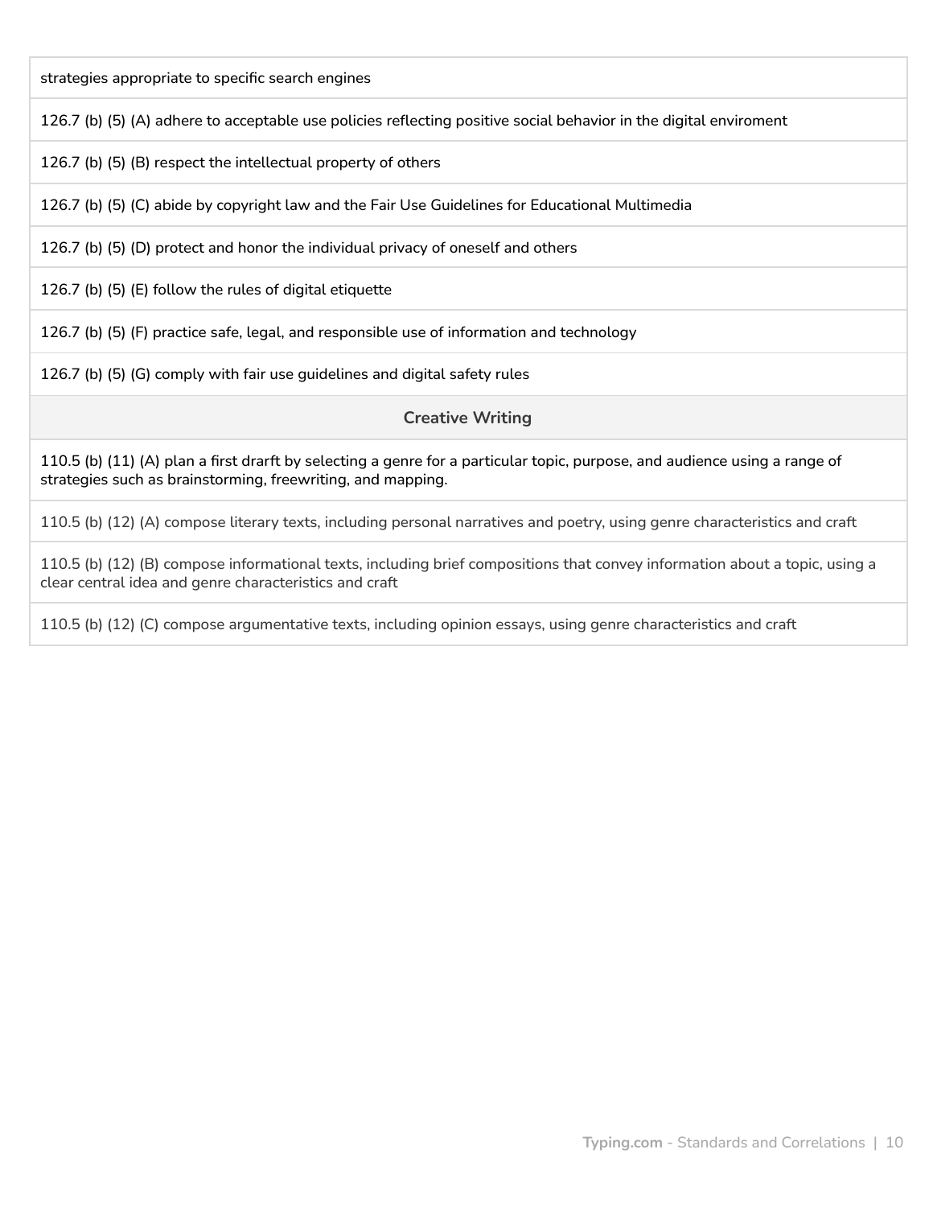| strategies appropriate to specific search engines |
|---|
| 126.7 (b) (5) (A) adhere to acceptable use policies reflecting positive social behavior in the digital enviroment |
| 126.7 (b) (5) (B) respect the intellectual property of others |
| 126.7 (b) (5) (C) abide by copyright law and the Fair Use Guidelines for Educational Multimedia |
| 126.7 (b) (5) (D) protect and honor the individual privacy of oneself and others |
| 126.7 (b) (5) (E) follow the rules of digital etiquette |
| 126.7 (b) (5) (F) practice safe, legal, and responsible use of information and technology |
| 126.7 (b) (5) (G) comply with fair use guidelines and digital safety rules |
| **Creative Writing** |
| 110.5 (b) (11) (A) plan a first drarft by selecting a genre for a particular topic, purpose, and audience using a range of strategies such as brainstorming, freewriting, and mapping. |
| 110.5 (b) (12) (A) compose literary texts, including personal narratives and poetry, using genre characteristics and craft |
| 110.5 (b) (12) (B) compose informational texts, including brief compositions that convey information about a topic, using a clear central idea and genre characteristics and craft |
| 110.5 (b) (12) (C) compose argumentative texts, including opinion essays, using genre characteristics and craft |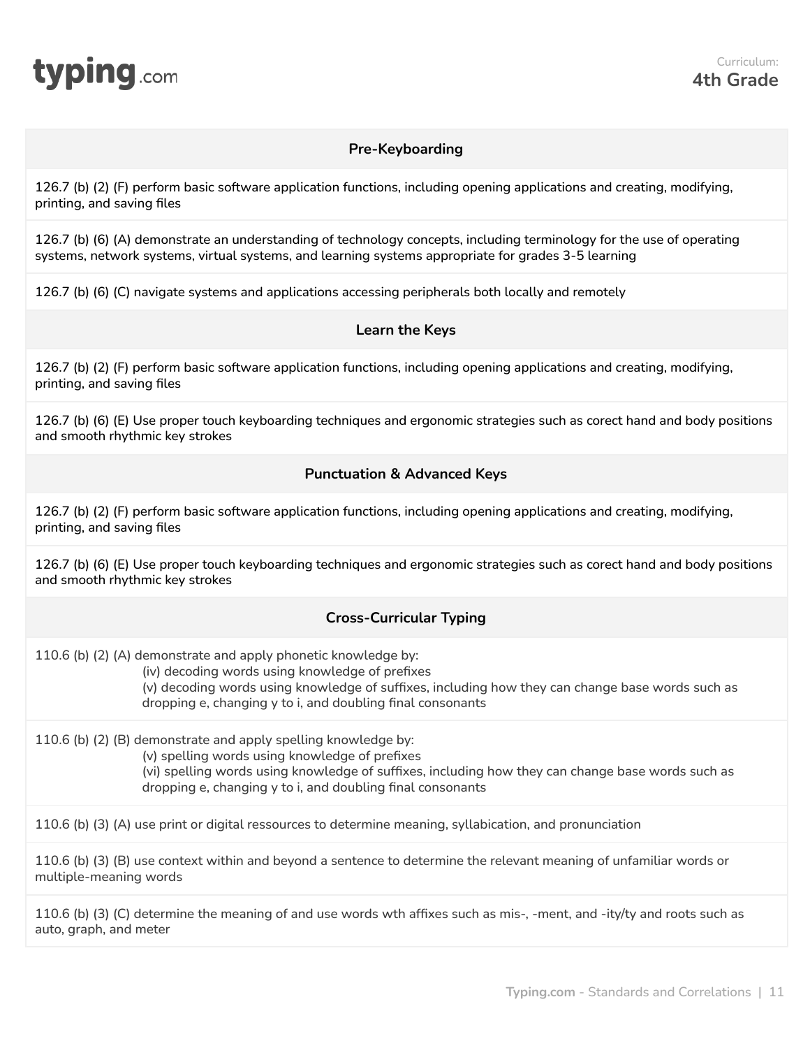Curriculum:
**4th Grade**

## Pre-Keyboarding

126.7 (b) (2) (F) perform basic software application functions, including opening applications and creating, modifying, printing, and saving files

126.7 (b) (6) (A) demonstrate an understanding of technology concepts, including terminology for the use of operating systems, network systems, virtual systems, and learning systems appropriate for grades 3-5 learning

126.7 (b) (6) (C) navigate systems and applications accessing peripherals both locally and remotely

## Learn the Keys

126.7 (b) (2) (F) perform basic software application functions, including opening applications and creating, modifying, printing, and saving files

126.7 (b) (6) (E) Use proper touch keyboarding techniques and ergonomic strategies such as corect hand and body positions and smooth rhythmic key strokes

## Punctuation & Advanced Keys

126.7 (b) (2) (F) perform basic software application functions, including opening applications and creating, modifying, printing, and saving files

126.7 (b) (6) (E) Use proper touch keyboarding techniques and ergonomic strategies such as corect hand and body positions and smooth rhythmic key strokes

## Cross-Curricular Typing

110.6 (b) (2) (A) demonstrate and apply phonetic knowledge by:
- (iv) decoding words using knowledge of prefixes
- (v) decoding words using knowledge of suffixes, including how they can change base words such as dropping e, changing y to i, and doubling final consonants

110.6 (b) (2) (B) demonstrate and apply spelling knowledge by:
- (v) spelling words using knowledge of prefixes
- (vi) spelling words using knowledge of suffixes, including how they can change base words such as dropping e, changing y to i, and doubling final consonants

110.6 (b) (3) (A) use print or digital ressources to determine meaning, syllabication, and pronunciation

110.6 (b) (3) (B) use context within and beyond a sentence to determine the relevant meaning of unfamiliar words or multiple-meaning words

110.6 (b) (3) (C) determine the meaning of and use words wth affixes such as mis-, -ment, and -ity/ty and roots such as auto, graph, and meter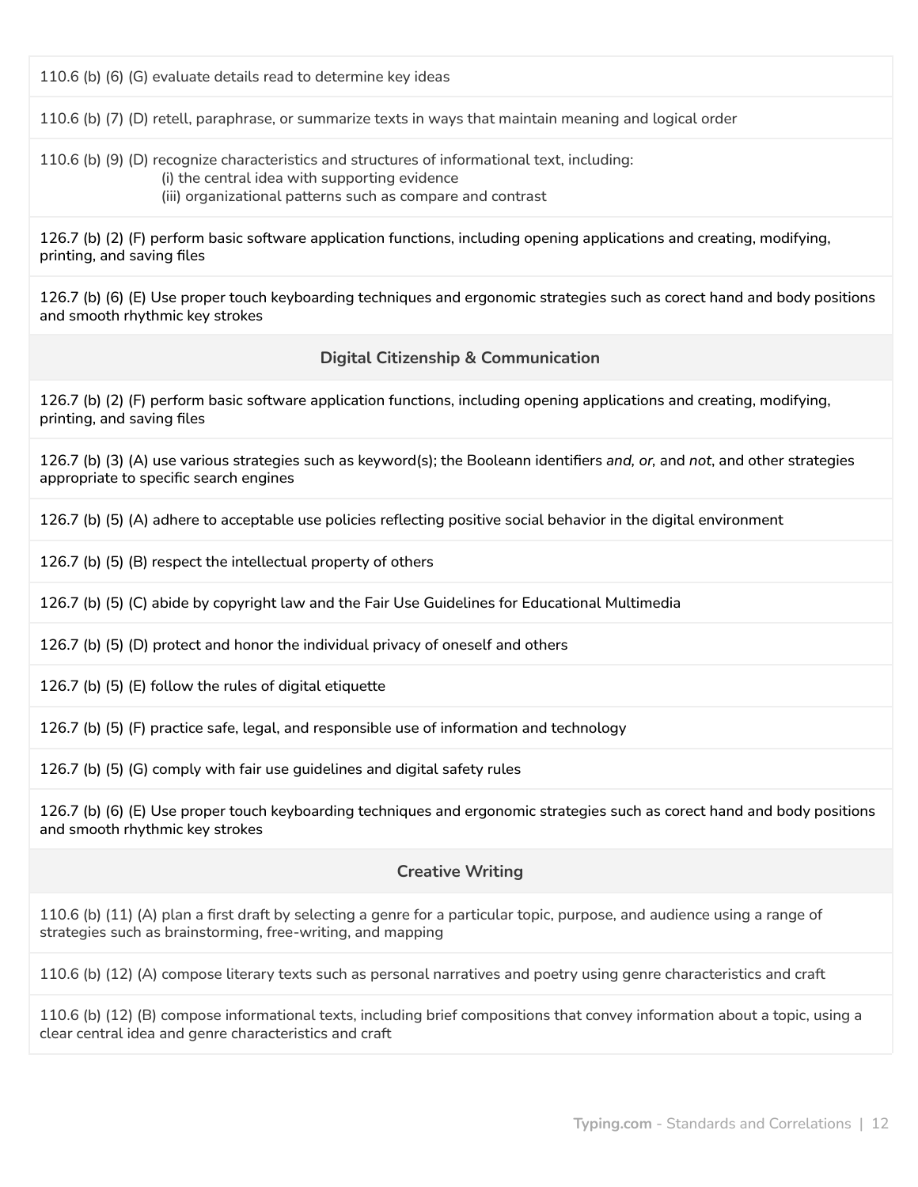| |
|---|
| 110.6 (b) (6) (G) evaluate details read to determine key ideas |
| 110.6 (b) (7) (D) retell, paraphrase, or summarize texts in ways that maintain meaning and logical order |
| 110.6 (b) (9) (D) recognize characteristics and structures of informational text, including:<br>(i) the central idea with supporting evidence<br>(iii) organizational patterns such as compare and contrast |
| 126.7 (b) (2) (F) perform basic software application functions, including opening applications and creating, modifying, printing, and saving files |
| 126.7 (b) (6) (E) Use proper touch keyboarding techniques and ergonomic strategies such as corect hand and body positions and smooth rhythmic key strokes |
| **Digital Citizenship & Communication** |
| 126.7 (b) (2) (F) perform basic software application functions, including opening applications and creating, modifying, printing, and saving files |
| 126.7 (b) (3) (A) use various strategies such as keyword(s); the Booleann identifiers *and, or,* and *not*, and other strategies appropriate to specific search engines |
| 126.7 (b) (5) (A) adhere to acceptable use policies reflecting positive social behavior in the digital environment |
| 126.7 (b) (5) (B) respect the intellectual property of others |
| 126.7 (b) (5) (C) abide by copyright law and the Fair Use Guidelines for Educational Multimedia |
| 126.7 (b) (5) (D) protect and honor the individual privacy of oneself and others |
| 126.7 (b) (5) (E) follow the rules of digital etiquette |
| 126.7 (b) (5) (F) practice safe, legal, and responsible use of information and technology |
| 126.7 (b) (5) (G) comply with fair use guidelines and digital safety rules |
| 126.7 (b) (6) (E) Use proper touch keyboarding techniques and ergonomic strategies such as corect hand and body positions and smooth rhythmic key strokes |
| **Creative Writing** |
| 110.6 (b) (11) (A) plan a first draft by selecting a genre for a particular topic, purpose, and audience using a range of strategies such as brainstorming, free-writing, and mapping |
| 110.6 (b) (12) (A) compose literary texts such as personal narratives and poetry using genre characteristics and craft |
| 110.6 (b) (12) (B) compose informational texts, including brief compositions that convey information about a topic, using a clear central idea and genre characteristics and craft |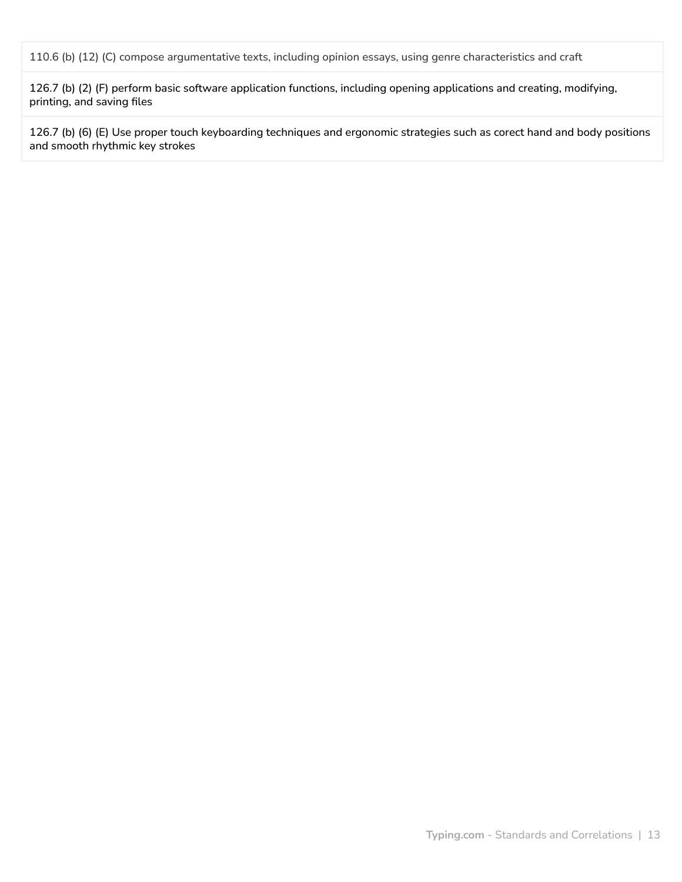| |
|---|
| 110.6 (b) (12) (C) compose argumentative texts, including opinion essays, using genre characteristics and craft |
| 126.7 (b) (2) (F) perform basic software application functions, including opening applications and creating, modifying, printing, and saving files |
| 126.7 (b) (6) (E) Use proper touch keyboarding techniques and ergonomic strategies such as corect hand and body positions and smooth rhythmic key strokes |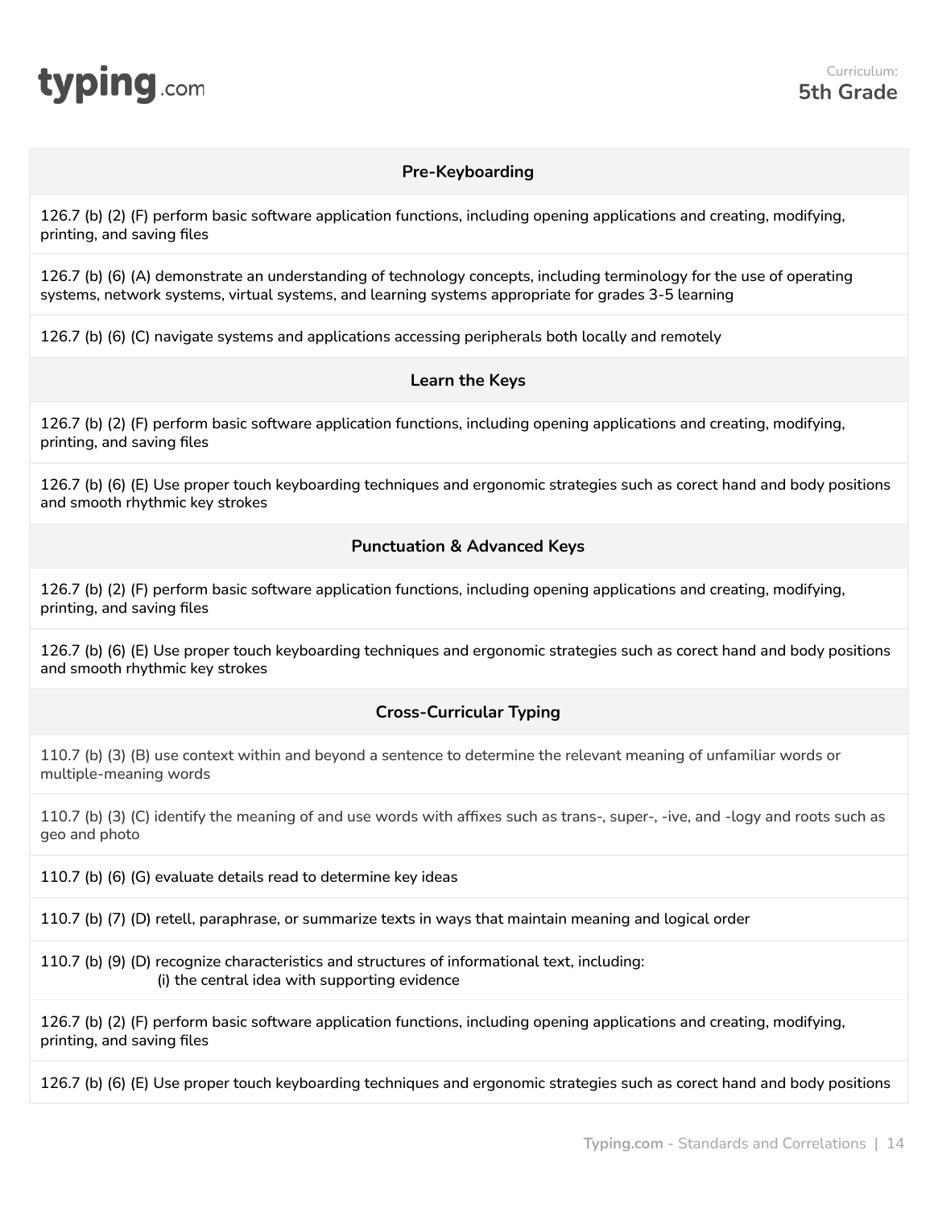Curriculum:
**5th Grade**

| Pre-Keyboarding |
| --- |
| 126.7 (b) (2) (F) perform basic software application functions, including opening applications and creating, modifying, printing, and saving files |
| 126.7 (b) (6) (A) demonstrate an understanding of technology concepts, including terminology for the use of operating systems, network systems, virtual systems, and learning systems appropriate for grades 3-5 learning |
| 126.7 (b) (6) (C) navigate systems and applications accessing peripherals both locally and remotely |
| **Learn the Keys** |
| 126.7 (b) (2) (F) perform basic software application functions, including opening applications and creating, modifying, printing, and saving files |
| 126.7 (b) (6) (E) Use proper touch keyboarding techniques and ergonomic strategies such as corect hand and body positions and smooth rhythmic key strokes |
| **Punctuation & Advanced Keys** |
| 126.7 (b) (2) (F) perform basic software application functions, including opening applications and creating, modifying, printing, and saving files |
| 126.7 (b) (6) (E) Use proper touch keyboarding techniques and ergonomic strategies such as corect hand and body positions and smooth rhythmic key strokes |
| **Cross-Curricular Typing** |
| 110.7 (b) (3) (B) use context within and beyond a sentence to determine the relevant meaning of unfamiliar words or multiple-meaning words |
| 110.7 (b) (3) (C) identify the meaning of and use words with affixes such as trans-, super-, -ive, and -logy and roots such as geo and photo |
| 110.7 (b) (6) (G) evaluate details read to determine key ideas |
| 110.7 (b) (7) (D) retell, paraphrase, or summarize texts in ways that maintain meaning and logical order |
| 110.7 (b) (9) (D) recognize characteristics and structures of informational text, including: (i) the central idea with supporting evidence |
| 126.7 (b) (2) (F) perform basic software application functions, including opening applications and creating, modifying, printing, and saving files |
| 126.7 (b) (6) (E) Use proper touch keyboarding techniques and ergonomic strategies such as corect hand and body positions |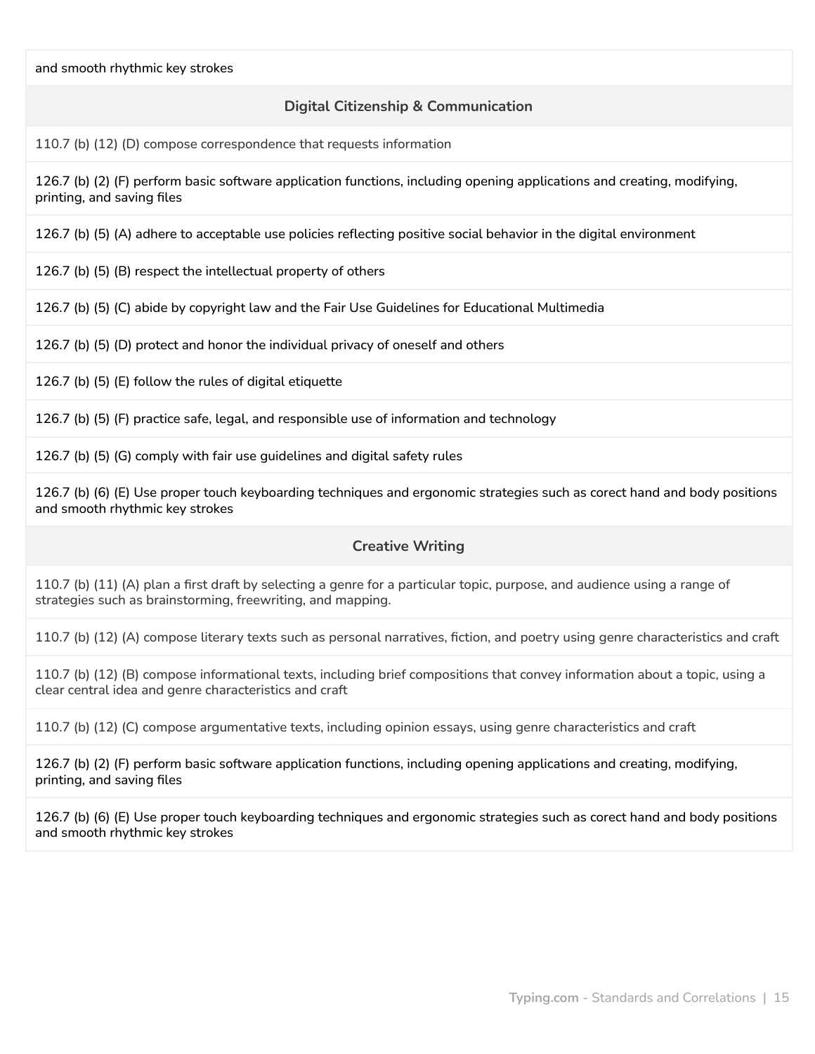| and smooth rhythmic key strokes |
|---|
| **Digital Citizenship & Communication** |
| 110.7 (b) (12) (D) compose correspondence that requests information |
| 126.7 (b) (2) (F) perform basic software application functions, including opening applications and creating, modifying, printing, and saving files |
| 126.7 (b) (5) (A) adhere to acceptable use policies reflecting positive social behavior in the digital environment |
| 126.7 (b) (5) (B) respect the intellectual property of others |
| 126.7 (b) (5) (C) abide by copyright law and the Fair Use Guidelines for Educational Multimedia |
| 126.7 (b) (5) (D) protect and honor the individual privacy of oneself and others |
| 126.7 (b) (5) (E) follow the rules of digital etiquette |
| 126.7 (b) (5) (F) practice safe, legal, and responsible use of information and technology |
| 126.7 (b) (5) (G) comply with fair use guidelines and digital safety rules |
| 126.7 (b) (6) (E) Use proper touch keyboarding techniques and ergonomic strategies such as corect hand and body positions and smooth rhythmic key strokes |
| **Creative Writing** |
| 110.7 (b) (11) (A) plan a first draft by selecting a genre for a particular topic, purpose, and audience using a range of strategies such as brainstorming, freewriting, and mapping. |
| 110.7 (b) (12) (A) compose literary texts such as personal narratives, fiction, and poetry using genre characteristics and craft |
| 110.7 (b) (12) (B) compose informational texts, including brief compositions that convey information about a topic, using a clear central idea and genre characteristics and craft |
| 110.7 (b) (12) (C) compose argumentative texts, including opinion essays, using genre characteristics and craft |
| 126.7 (b) (2) (F) perform basic software application functions, including opening applications and creating, modifying, printing, and saving files |
| 126.7 (b) (6) (E) Use proper touch keyboarding techniques and ergonomic strategies such as corect hand and body positions and smooth rhythmic key strokes |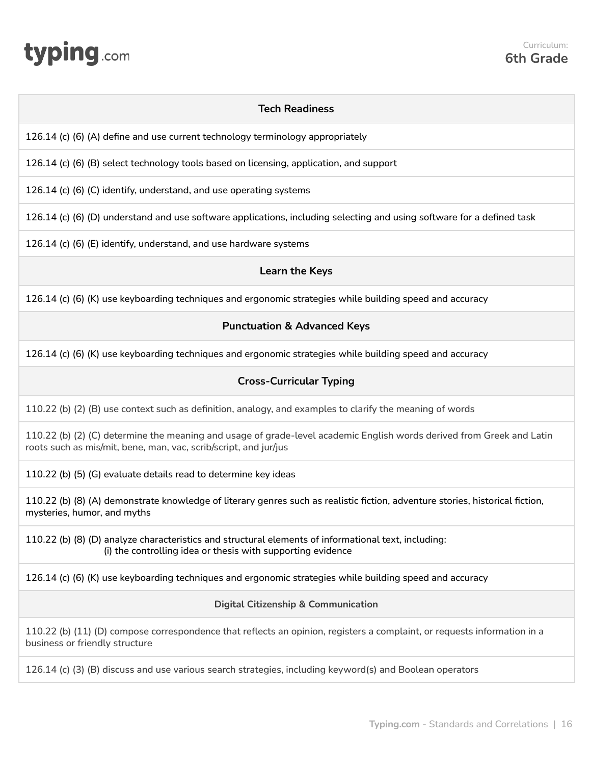Curriculum:
**6th Grade**

| Tech Readiness |
| --- |
| 126.14 (c) (6) (A) define and use current technology terminology appropriately |
| 126.14 (c) (6) (B) select technology tools based on licensing, application, and support |
| 126.14 (c) (6) (C) identify, understand, and use operating systems |
| 126.14 (c) (6) (D) understand and use software applications, including selecting and using software for a defined task |
| 126.14 (c) (6) (E) identify, understand, and use hardware systems |
| **Learn the Keys** |
| 126.14 (c) (6) (K) use keyboarding techniques and ergonomic strategies while building speed and accuracy |
| **Punctuation & Advanced Keys** |
| 126.14 (c) (6) (K) use keyboarding techniques and ergonomic strategies while building speed and accuracy |
| **Cross-Curricular Typing** |
| 110.22 (b) (2) (B) use context such as definition, analogy, and examples to clarify the meaning of words |
| 110.22 (b) (2) (C) determine the meaning and usage of grade-level academic English words derived from Greek and Latin roots such as mis/mit, bene, man, vac, scrib/script, and jur/jus |
| 110.22 (b) (5) (G) evaluate details read to determine key ideas |
| 110.22 (b) (8) (A) demonstrate knowledge of literary genres such as realistic fiction, adventure stories, historical fiction, mysteries, humor, and myths |
| 110.22 (b) (8) (D) analyze characteristics and structural elements of informational text, including: (i) the controlling idea or thesis with supporting evidence |
| 126.14 (c) (6) (K) use keyboarding techniques and ergonomic strategies while building speed and accuracy |
| **Digital Citizenship & Communication** |
| 110.22 (b) (11) (D) compose correspondence that reflects an opinion, registers a complaint, or requests information in a business or friendly structure |
| 126.14 (c) (3) (B) discuss and use various search strategies, including keyword(s) and Boolean operators |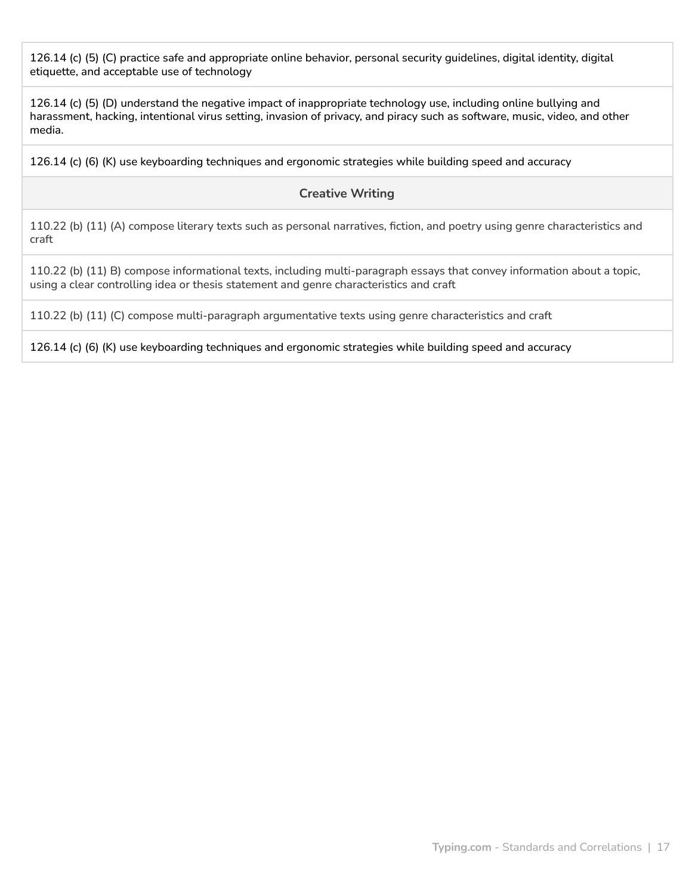| |
|---|
| 126.14 (c) (5) (C) practice safe and appropriate online behavior, personal security guidelines, digital identity, digital etiquette, and acceptable use of technology |
| 126.14 (c) (5) (D) understand the negative impact of inappropriate technology use, including online bullying and harassment, hacking, intentional virus setting, invasion of privacy, and piracy such as software, music, video, and other media. |
| 126.14 (c) (6) (K) use keyboarding techniques and ergonomic strategies while building speed and accuracy |
| **Creative Writing** |
| 110.22 (b) (11) (A) compose literary texts such as personal narratives, fiction, and poetry using genre characteristics and craft |
| 110.22 (b) (11) B) compose informational texts, including multi-paragraph essays that convey information about a topic, using a clear controlling idea or thesis statement and genre characteristics and craft |
| 110.22 (b) (11) (C) compose multi-paragraph argumentative texts using genre characteristics and craft |
| 126.14 (c) (6) (K) use keyboarding techniques and ergonomic strategies while building speed and accuracy |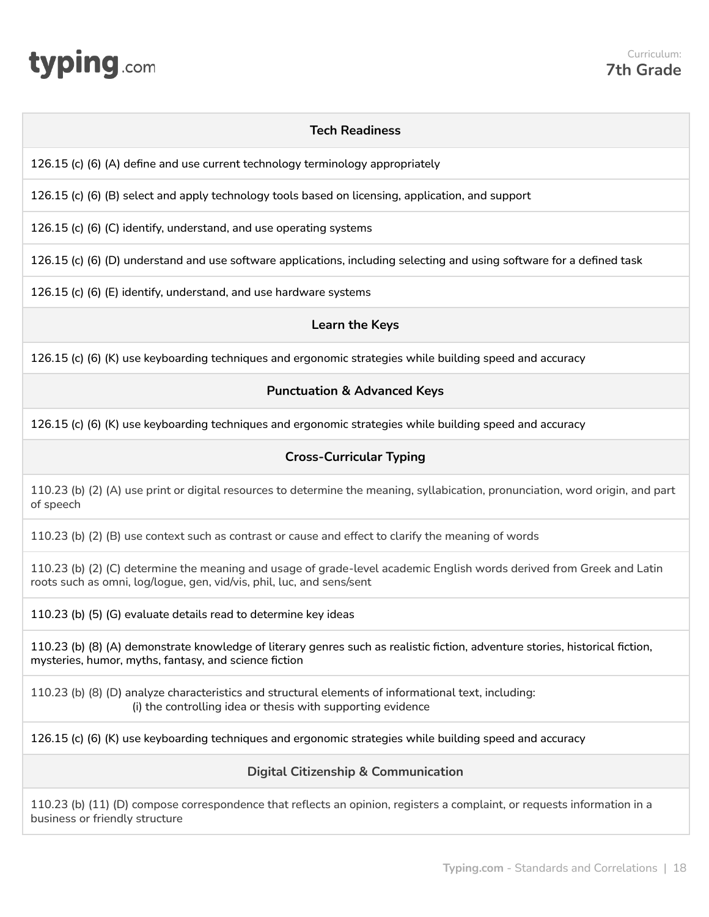Curriculum:
**7th Grade**

| Tech Readiness |
|---|
| 126.15 (c) (6) (A) define and use current technology terminology appropriately |
| 126.15 (c) (6) (B) select and apply technology tools based on licensing, application, and support |
| 126.15 (c) (6) (C) identify, understand, and use operating systems |
| 126.15 (c) (6) (D) understand and use software applications, including selecting and using software for a defined task |
| 126.15 (c) (6) (E) identify, understand, and use hardware systems |
| **Learn the Keys** |
| 126.15 (c) (6) (K) use keyboarding techniques and ergonomic strategies while building speed and accuracy |
| **Punctuation & Advanced Keys** |
| 126.15 (c) (6) (K) use keyboarding techniques and ergonomic strategies while building speed and accuracy |
| **Cross-Curricular Typing** |
| 110.23 (b) (2) (A) use print or digital resources to determine the meaning, syllabication, pronunciation, word origin, and part of speech |
| 110.23 (b) (2) (B) use context such as contrast or cause and effect to clarify the meaning of words |
| 110.23 (b) (2) (C) determine the meaning and usage of grade-level academic English words derived from Greek and Latin roots such as omni, log/logue, gen, vid/vis, phil, luc, and sens/sent |
| 110.23 (b) (5) (G) evaluate details read to determine key ideas |
| 110.23 (b) (8) (A) demonstrate knowledge of literary genres such as realistic fiction, adventure stories, historical fiction, mysteries, humor, myths, fantasy, and science fiction |
| 110.23 (b) (8) (D) analyze characteristics and structural elements of informational text, including: (i) the controlling idea or thesis with supporting evidence |
| 126.15 (c) (6) (K) use keyboarding techniques and ergonomic strategies while building speed and accuracy |
| **Digital Citizenship & Communication** |
| 110.23 (b) (11) (D) compose correspondence that reflects an opinion, registers a complaint, or requests information in a business or friendly structure |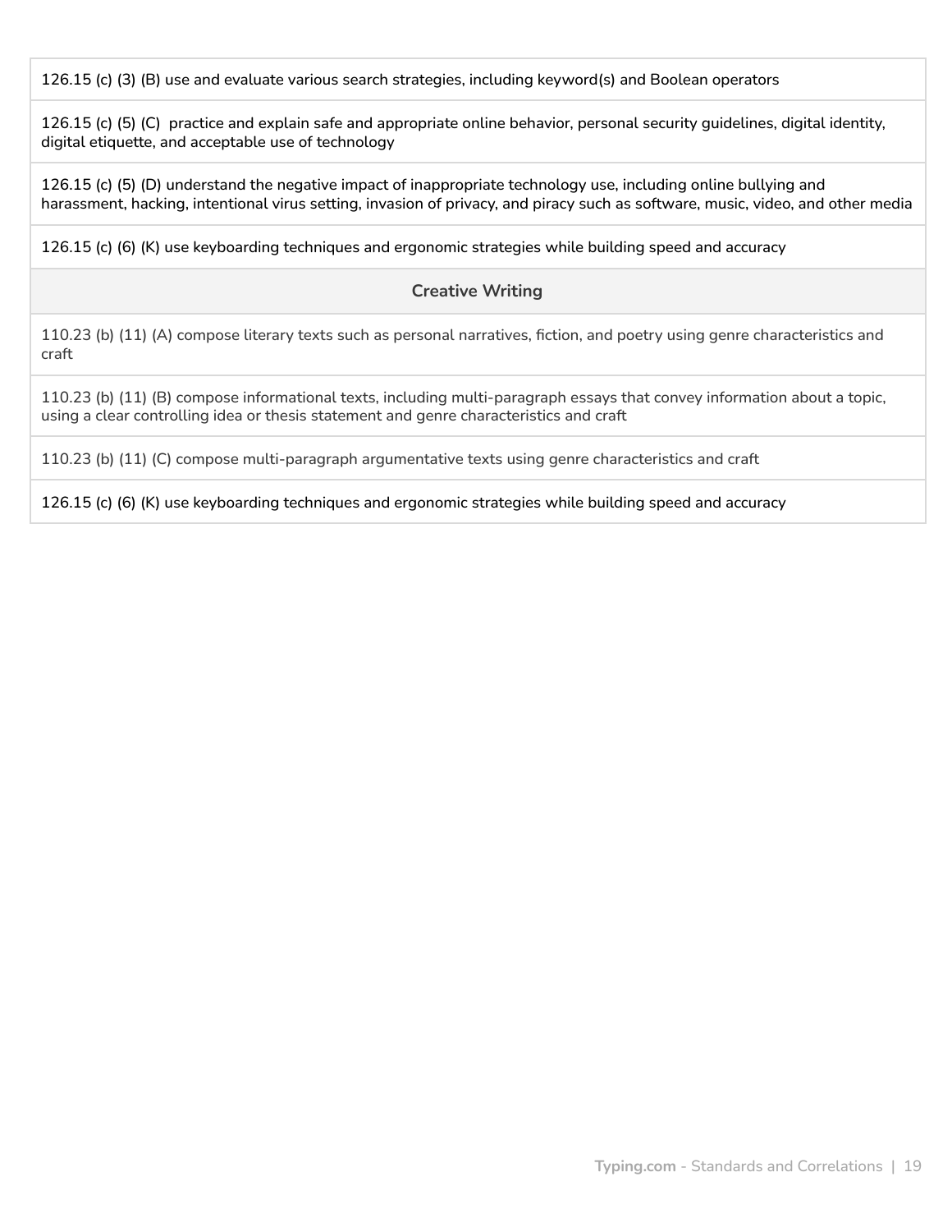| |
|---|
| 126.15 (c) (3) (B) use and evaluate various search strategies, including keyword(s) and Boolean operators |
| 126.15 (c) (5) (C) practice and explain safe and appropriate online behavior, personal security guidelines, digital identity, digital etiquette, and acceptable use of technology |
| 126.15 (c) (5) (D) understand the negative impact of inappropriate technology use, including online bullying and harassment, hacking, intentional virus setting, invasion of privacy, and piracy such as software, music, video, and other media |
| 126.15 (c) (6) (K) use keyboarding techniques and ergonomic strategies while building speed and accuracy |
| **Creative Writing** |
| 110.23 (b) (11) (A) compose literary texts such as personal narratives, fiction, and poetry using genre characteristics and craft |
| 110.23 (b) (11) (B) compose informational texts, including multi-paragraph essays that convey information about a topic, using a clear controlling idea or thesis statement and genre characteristics and craft |
| 110.23 (b) (11) (C) compose multi-paragraph argumentative texts using genre characteristics and craft |
| 126.15 (c) (6) (K) use keyboarding techniques and ergonomic strategies while building speed and accuracy |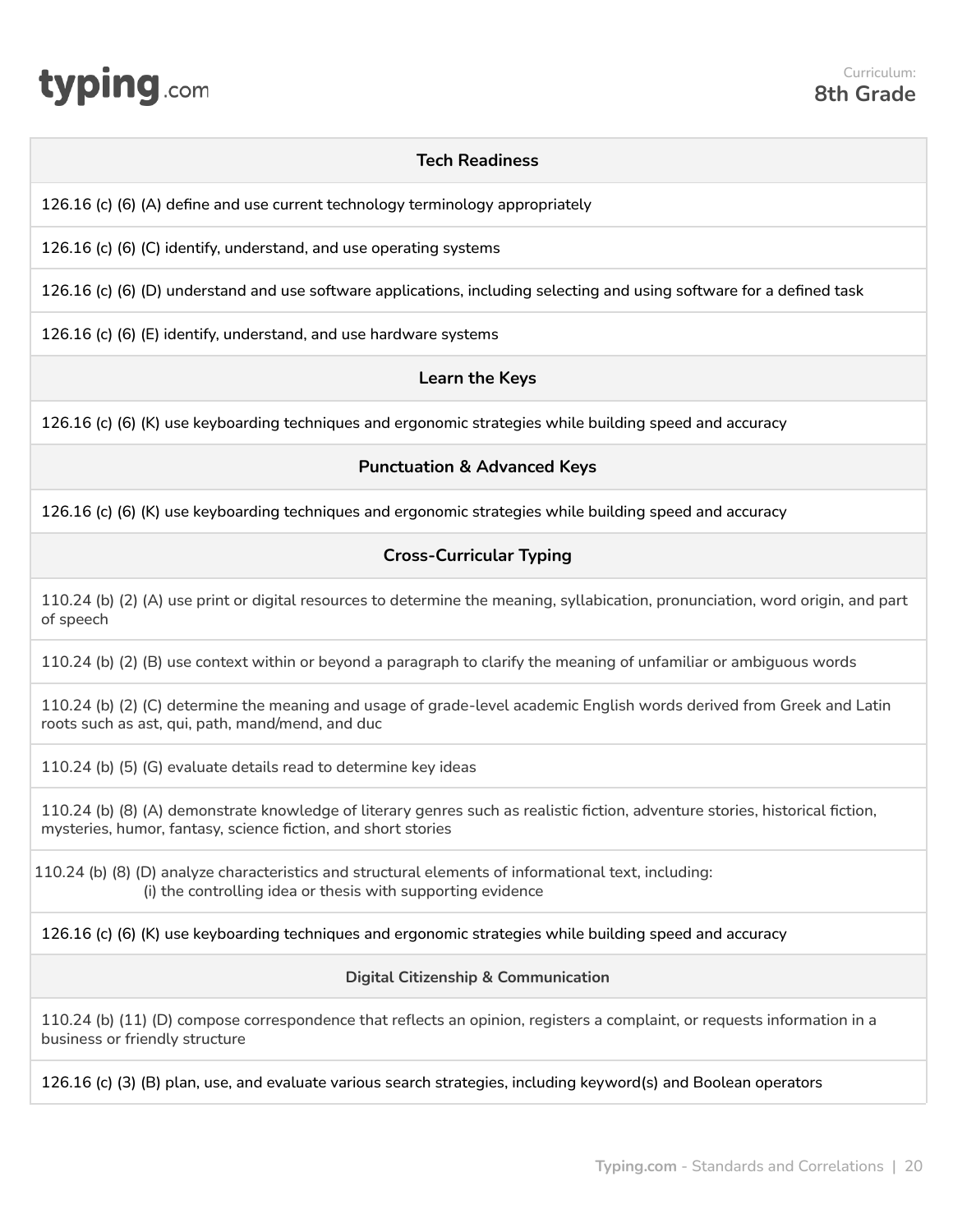Curriculum:
**8th Grade**

| Tech Readiness |
|---|
| 126.16 (c) (6) (A) define and use current technology terminology appropriately |
| 126.16 (c) (6) (C) identify, understand, and use operating systems |
| 126.16 (c) (6) (D) understand and use software applications, including selecting and using software for a defined task |
| 126.16 (c) (6) (E) identify, understand, and use hardware systems |
| **Learn the Keys** |
| 126.16 (c) (6) (K) use keyboarding techniques and ergonomic strategies while building speed and accuracy |
| **Punctuation & Advanced Keys** |
| 126.16 (c) (6) (K) use keyboarding techniques and ergonomic strategies while building speed and accuracy |
| **Cross-Curricular Typing** |
| 110.24 (b) (2) (A) use print or digital resources to determine the meaning, syllabication, pronunciation, word origin, and part of speech |
| 110.24 (b) (2) (B) use context within or beyond a paragraph to clarify the meaning of unfamiliar or ambiguous words |
| 110.24 (b) (2) (C) determine the meaning and usage of grade-level academic English words derived from Greek and Latin roots such as ast, qui, path, mand/mend, and duc |
| 110.24 (b) (5) (G) evaluate details read to determine key ideas |
| 110.24 (b) (8) (A) demonstrate knowledge of literary genres such as realistic fiction, adventure stories, historical fiction, mysteries, humor, fantasy, science fiction, and short stories |
| 110.24 (b) (8) (D) analyze characteristics and structural elements of informational text, including: (i) the controlling idea or thesis with supporting evidence |
| 126.16 (c) (6) (K) use keyboarding techniques and ergonomic strategies while building speed and accuracy |
| **Digital Citizenship & Communication** |
| 110.24 (b) (11) (D) compose correspondence that reflects an opinion, registers a complaint, or requests information in a business or friendly structure |
| 126.16 (c) (3) (B) plan, use, and evaluate various search strategies, including keyword(s) and Boolean operators |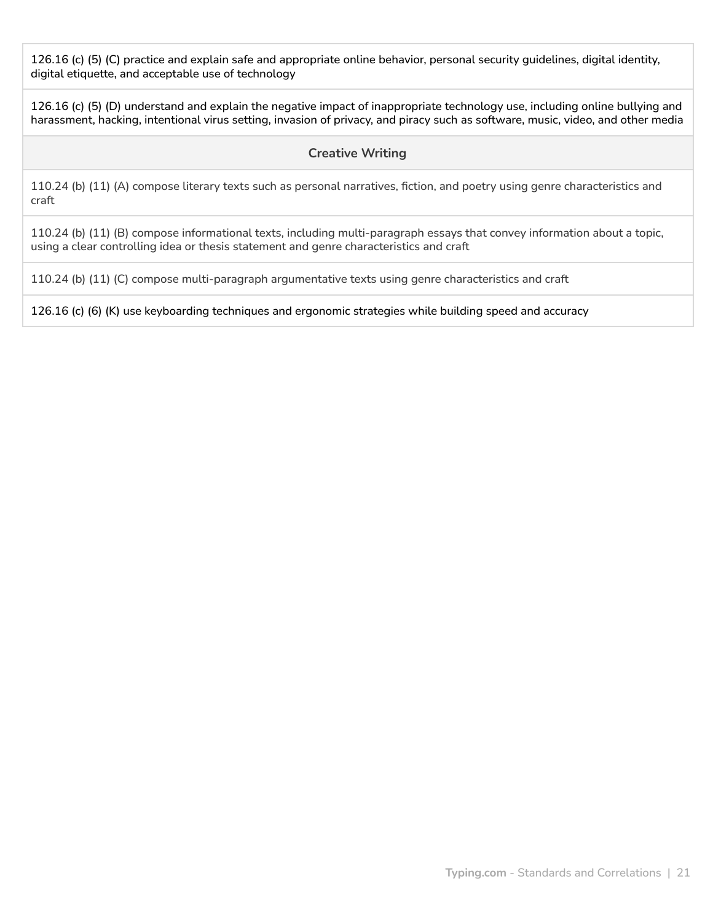| |
|---|
| 126.16 (c) (5) (C) practice and explain safe and appropriate online behavior, personal security guidelines, digital identity, digital etiquette, and acceptable use of technology |
| 126.16 (c) (5) (D) understand and explain the negative impact of inappropriate technology use, including online bullying and harassment, hacking, intentional virus setting, invasion of privacy, and piracy such as software, music, video, and other media |
| **Creative Writing** |
| 110.24 (b) (11) (A) compose literary texts such as personal narratives, fiction, and poetry using genre characteristics and craft |
| 110.24 (b) (11) (B) compose informational texts, including multi-paragraph essays that convey information about a topic, using a clear controlling idea or thesis statement and genre characteristics and craft |
| 110.24 (b) (11) (C) compose multi-paragraph argumentative texts using genre characteristics and craft |
| 126.16 (c) (6) (K) use keyboarding techniques and ergonomic strategies while building speed and accuracy |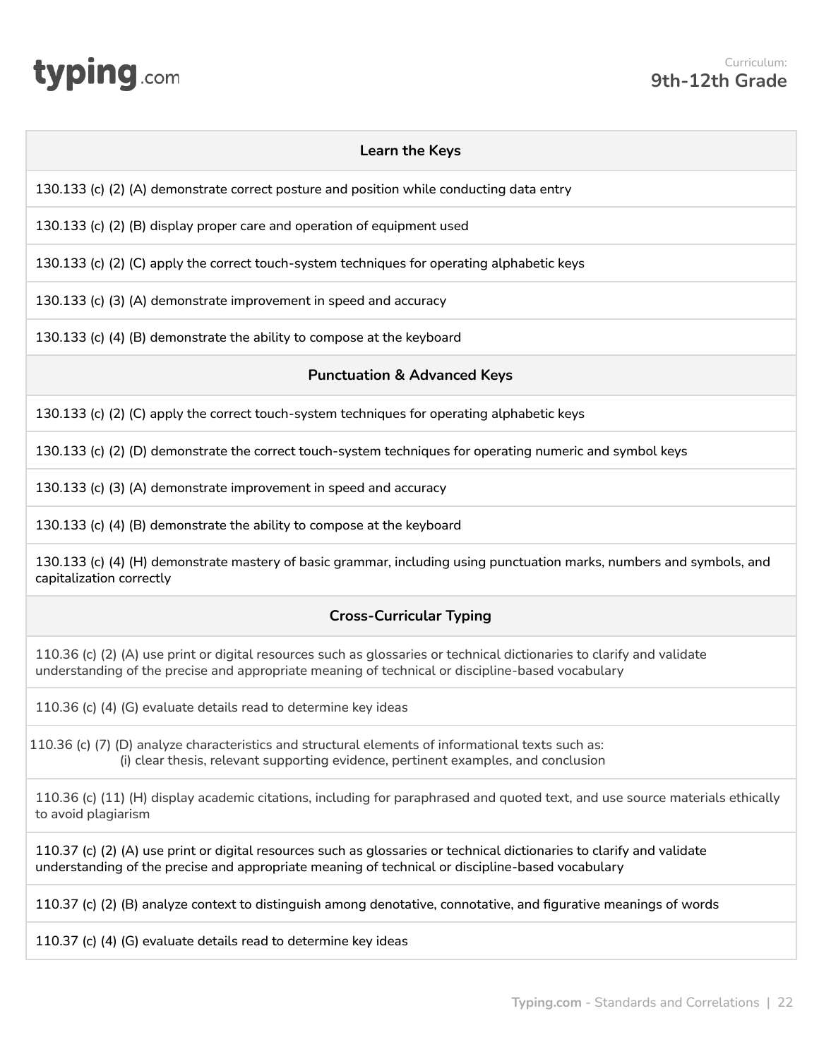Curriculum:
**9th-12th Grade**

| Learn the Keys |
|---|
| 130.133 (c) (2) (A) demonstrate correct posture and position while conducting data entry |
| 130.133 (c) (2) (B) display proper care and operation of equipment used |
| 130.133 (c) (2) (C) apply the correct touch-system techniques for operating alphabetic keys |
| 130.133 (c) (3) (A) demonstrate improvement in speed and accuracy |
| 130.133 (c) (4) (B) demonstrate the ability to compose at the keyboard |
| **Punctuation & Advanced Keys** |
| 130.133 (c) (2) (C) apply the correct touch-system techniques for operating alphabetic keys |
| 130.133 (c) (2) (D) demonstrate the correct touch-system techniques for operating numeric and symbol keys |
| 130.133 (c) (3) (A) demonstrate improvement in speed and accuracy |
| 130.133 (c) (4) (B) demonstrate the ability to compose at the keyboard |
| 130.133 (c) (4) (H) demonstrate mastery of basic grammar, including using punctuation marks, numbers and symbols, and capitalization correctly |
| **Cross-Curricular Typing** |
| 110.36 (c) (2) (A) use print or digital resources such as glossaries or technical dictionaries to clarify and validate understanding of the precise and appropriate meaning of technical or discipline-based vocabulary |
| 110.36 (c) (4) (G) evaluate details read to determine key ideas |
| 110.36 (c) (7) (D) analyze characteristics and structural elements of informational texts such as: (i) clear thesis, relevant supporting evidence, pertinent examples, and conclusion |
| 110.36 (c) (11) (H) display academic citations, including for paraphrased and quoted text, and use source materials ethically to avoid plagiarism |
| 110.37 (c) (2) (A) use print or digital resources such as glossaries or technical dictionaries to clarify and validate understanding of the precise and appropriate meaning of technical or discipline-based vocabulary |
| 110.37 (c) (2) (B) analyze context to distinguish among denotative, connotative, and figurative meanings of words |
| 110.37 (c) (4) (G) evaluate details read to determine key ideas |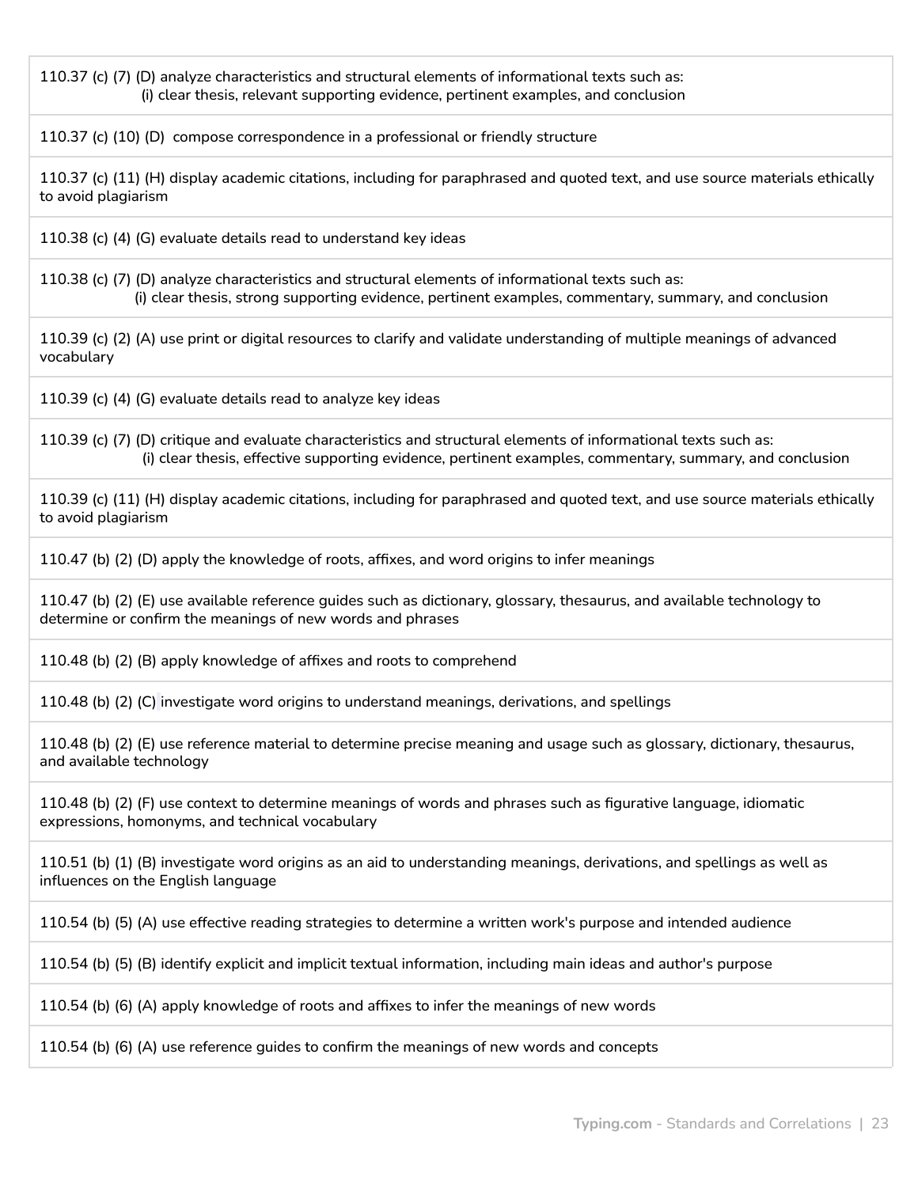| |
|---|
| 110.37 (c) (7) (D) analyze characteristics and structural elements of informational texts such as:<br>(i) clear thesis, relevant supporting evidence, pertinent examples, and conclusion |
| 110.37 (c) (10) (D) compose correspondence in a professional or friendly structure |
| 110.37 (c) (11) (H) display academic citations, including for paraphrased and quoted text, and use source materials ethically to avoid plagiarism |
| 110.38 (c) (4) (G) evaluate details read to understand key ideas |
| 110.38 (c) (7) (D) analyze characteristics and structural elements of informational texts such as:<br>(i) clear thesis, strong supporting evidence, pertinent examples, commentary, summary, and conclusion |
| 110.39 (c) (2) (A) use print or digital resources to clarify and validate understanding of multiple meanings of advanced vocabulary |
| 110.39 (c) (4) (G) evaluate details read to analyze key ideas |
| 110.39 (c) (7) (D) critique and evaluate characteristics and structural elements of informational texts such as:<br>(i) clear thesis, effective supporting evidence, pertinent examples, commentary, summary, and conclusion |
| 110.39 (c) (11) (H) display academic citations, including for paraphrased and quoted text, and use source materials ethically to avoid plagiarism |
| 110.47 (b) (2) (D) apply the knowledge of roots, affixes, and word origins to infer meanings |
| 110.47 (b) (2) (E) use available reference guides such as dictionary, glossary, thesaurus, and available technology to determine or confirm the meanings of new words and phrases |
| 110.48 (b) (2) (B) apply knowledge of affixes and roots to comprehend |
| 110.48 (b) (2) (C) investigate word origins to understand meanings, derivations, and spellings |
| 110.48 (b) (2) (E) use reference material to determine precise meaning and usage such as glossary, dictionary, thesaurus, and available technology |
| 110.48 (b) (2) (F) use context to determine meanings of words and phrases such as figurative language, idiomatic expressions, homonyms, and technical vocabulary |
| 110.51 (b) (1) (B) investigate word origins as an aid to understanding meanings, derivations, and spellings as well as influences on the English language |
| 110.54 (b) (5) (A) use effective reading strategies to determine a written work's purpose and intended audience |
| 110.54 (b) (5) (B) identify explicit and implicit textual information, including main ideas and author's purpose |
| 110.54 (b) (6) (A) apply knowledge of roots and affixes to infer the meanings of new words |
| 110.54 (b) (6) (A) use reference guides to confirm the meanings of new words and concepts |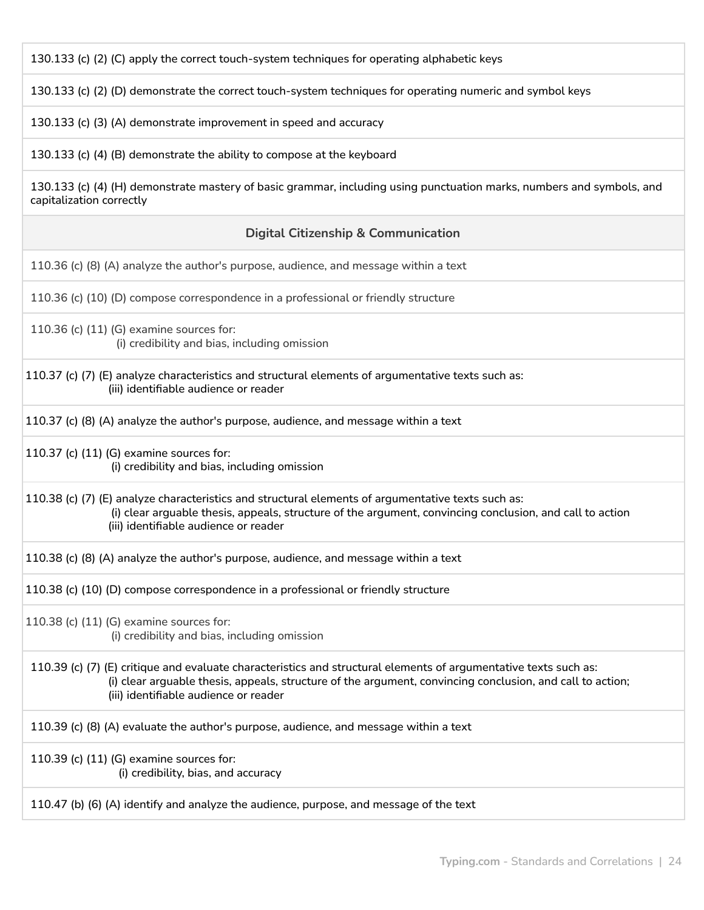| |
|---|
| 130.133 (c) (2) (C) apply the correct touch-system techniques for operating alphabetic keys |
| 130.133 (c) (2) (D) demonstrate the correct touch-system techniques for operating numeric and symbol keys |
| 130.133 (c) (3) (A) demonstrate improvement in speed and accuracy |
| 130.133 (c) (4) (B) demonstrate the ability to compose at the keyboard |
| 130.133 (c) (4) (H) demonstrate mastery of basic grammar, including using punctuation marks, numbers and symbols, and capitalization correctly |
| **Digital Citizenship & Communication** |
| 110.36 (c) (8) (A) analyze the author's purpose, audience, and message within a text |
| 110.36 (c) (10) (D) compose correspondence in a professional or friendly structure |
| 110.36 (c) (11) (G) examine sources for:<br>(i) credibility and bias, including omission |
| 110.37 (c) (7) (E) analyze characteristics and structural elements of argumentative texts such as:<br>(iii) identifiable audience or reader |
| 110.37 (c) (8) (A) analyze the author's purpose, audience, and message within a text |
| 110.37 (c) (11) (G) examine sources for:<br>(i) credibility and bias, including omission |
| 110.38 (c) (7) (E) analyze characteristics and structural elements of argumentative texts such as:<br>(i) clear arguable thesis, appeals, structure of the argument, convincing conclusion, and call to action<br>(iii) identifiable audience or reader |
| 110.38 (c) (8) (A) analyze the author's purpose, audience, and message within a text |
| 110.38 (c) (10) (D) compose correspondence in a professional or friendly structure |
| 110.38 (c) (11) (G) examine sources for:<br>(i) credibility and bias, including omission |
| 110.39 (c) (7) (E) critique and evaluate characteristics and structural elements of argumentative texts such as:<br>(i) clear arguable thesis, appeals, structure of the argument, convincing conclusion, and call to action;<br>(iii) identifiable audience or reader |
| 110.39 (c) (8) (A) evaluate the author's purpose, audience, and message within a text |
| 110.39 (c) (11) (G) examine sources for:<br>(i) credibility, bias, and accuracy |
| 110.47 (b) (6) (A) identify and analyze the audience, purpose, and message of the text |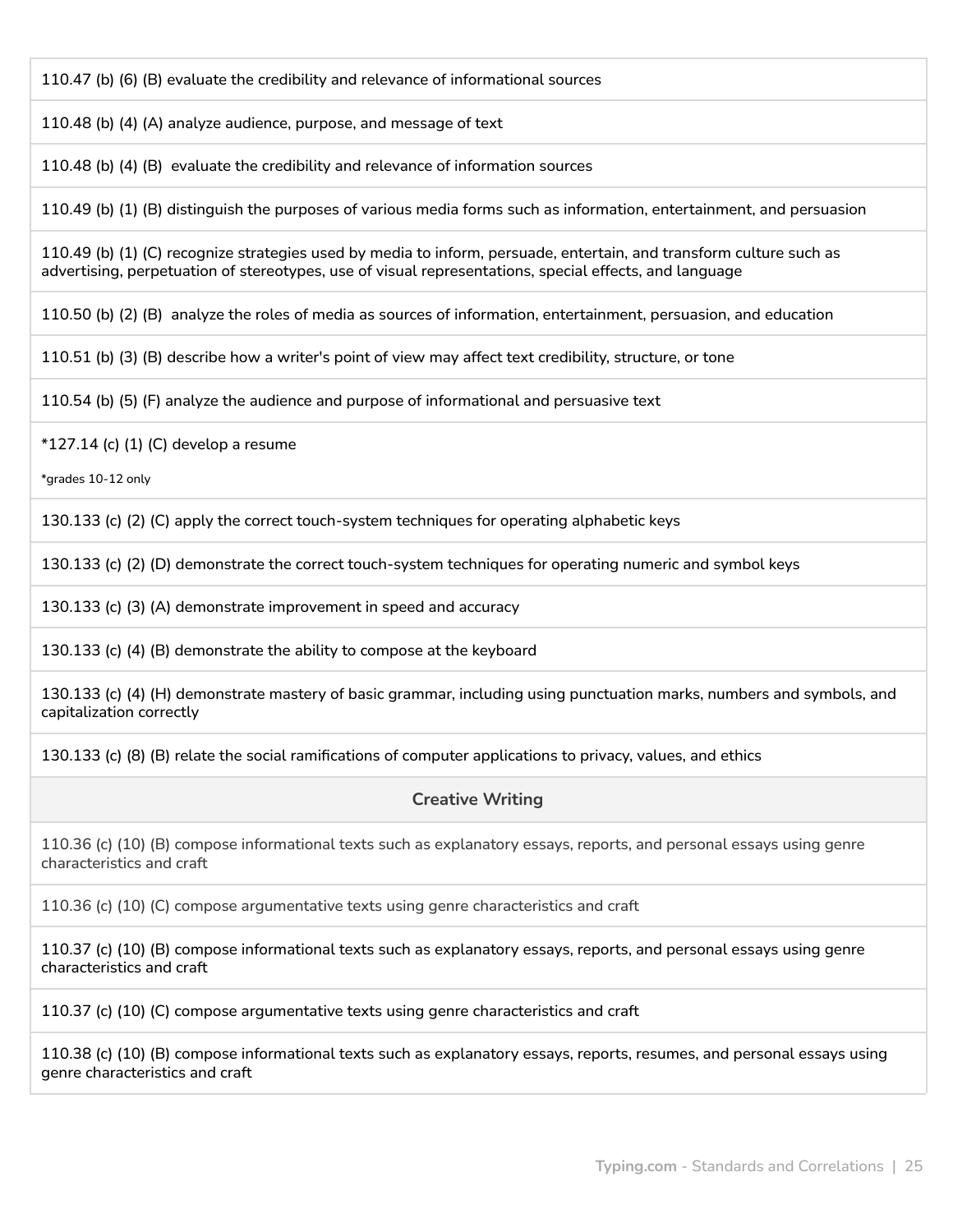| |
|---|
| 110.47 (b) (6) (B) evaluate the credibility and relevance of informational sources |
| 110.48 (b) (4) (A) analyze audience, purpose, and message of text |
| 110.48 (b) (4) (B) evaluate the credibility and relevance of information sources |
| 110.49 (b) (1) (B) distinguish the purposes of various media forms such as information, entertainment, and persuasion |
| 110.49 (b) (1) (C) recognize strategies used by media to inform, persuade, entertain, and transform culture such as advertising, perpetuation of stereotypes, use of visual representations, special effects, and language |
| 110.50 (b) (2) (B) analyze the roles of media as sources of information, entertainment, persuasion, and education |
| 110.51 (b) (3) (B) describe how a writer's point of view may affect text credibility, structure, or tone |
| 110.54 (b) (5) (F) analyze the audience and purpose of informational and persuasive text |
| *127.14 (c) (1) (C) develop a resume<br>*grades 10-12 only |
| 130.133 (c) (2) (C) apply the correct touch-system techniques for operating alphabetic keys |
| 130.133 (c) (2) (D) demonstrate the correct touch-system techniques for operating numeric and symbol keys |
| 130.133 (c) (3) (A) demonstrate improvement in speed and accuracy |
| 130.133 (c) (4) (B) demonstrate the ability to compose at the keyboard |
| 130.133 (c) (4) (H) demonstrate mastery of basic grammar, including using punctuation marks, numbers and symbols, and capitalization correctly |
| 130.133 (c) (8) (B) relate the social ramifications of computer applications to privacy, values, and ethics |
| **Creative Writing** |
| 110.36 (c) (10) (B) compose informational texts such as explanatory essays, reports, and personal essays using genre characteristics and craft |
| 110.36 (c) (10) (C) compose argumentative texts using genre characteristics and craft |
| 110.37 (c) (10) (B) compose informational texts such as explanatory essays, reports, and personal essays using genre characteristics and craft |
| 110.37 (c) (10) (C) compose argumentative texts using genre characteristics and craft |
| 110.38 (c) (10) (B) compose informational texts such as explanatory essays, reports, resumes, and personal essays using genre characteristics and craft |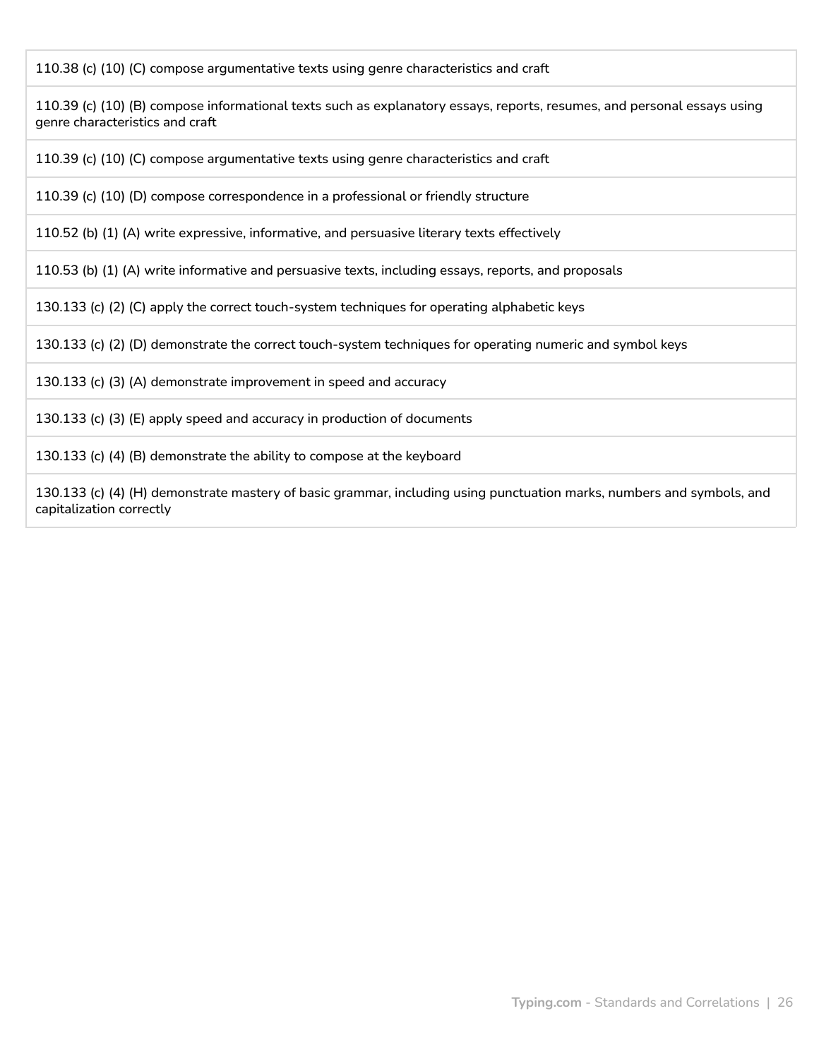| |
|---|
| 110.38 (c) (10) (C) compose argumentative texts using genre characteristics and craft |
| 110.39 (c) (10) (B) compose informational texts such as explanatory essays, reports, resumes, and personal essays using genre characteristics and craft |
| 110.39 (c) (10) (C) compose argumentative texts using genre characteristics and craft |
| 110.39 (c) (10) (D) compose correspondence in a professional or friendly structure |
| 110.52 (b) (1) (A) write expressive, informative, and persuasive literary texts effectively |
| 110.53 (b) (1) (A) write informative and persuasive texts, including essays, reports, and proposals |
| 130.133 (c) (2) (C) apply the correct touch-system techniques for operating alphabetic keys |
| 130.133 (c) (2) (D) demonstrate the correct touch-system techniques for operating numeric and symbol keys |
| 130.133 (c) (3) (A) demonstrate improvement in speed and accuracy |
| 130.133 (c) (3) (E) apply speed and accuracy in production of documents |
| 130.133 (c) (4) (B) demonstrate the ability to compose at the keyboard |
| 130.133 (c) (4) (H) demonstrate mastery of basic grammar, including using punctuation marks, numbers and symbols, and capitalization correctly |